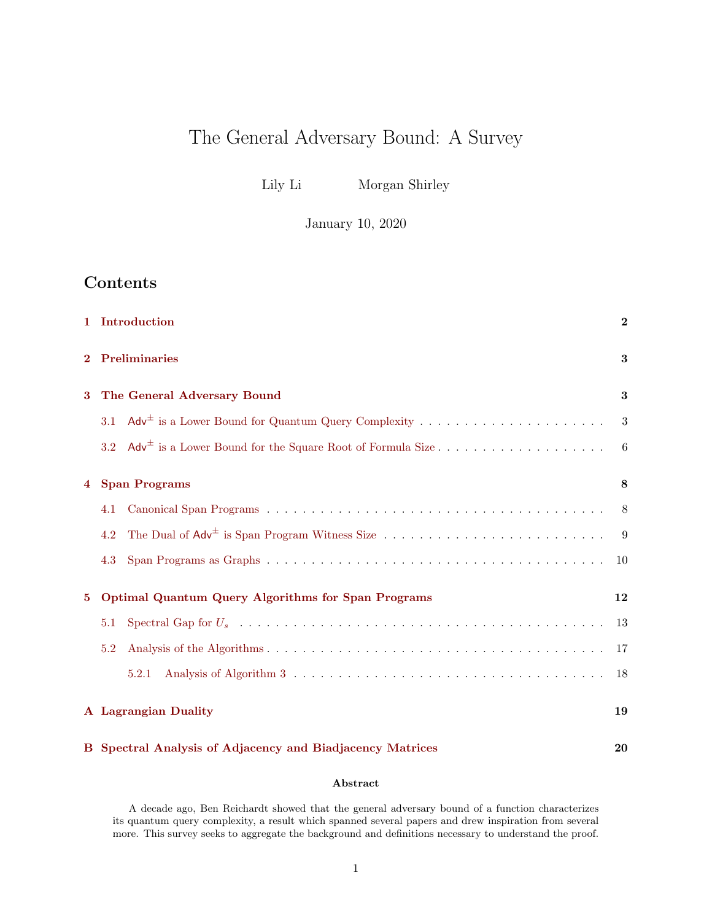# The General Adversary Bound: A Survey

Lily Li  Morgan Shirley

January 10, 2020

## Contents

**1 Introduction** **2**

**2 Preliminaries** **3**

**3 The General Adversary Bound** **3**

- 3.1 $\mathsf{Adv}^{\pm}$ is a Lower Bound for Quantum Query Complexity . . . 3
- 3.2 $\mathsf{Adv}^{\pm}$ is a Lower Bound for the Square Root of Formula Size . . . 6

**4 Span Programs** **8**

- 4.1 Canonical Span Programs . . . 8
- 4.2 The Dual of $\mathsf{Adv}^{\pm}$ is Span Program Witness Size . . . 9
- 4.3 Span Programs as Graphs . . . 10

**5 Optimal Quantum Query Algorithms for Span Programs** **12**

- 5.1 Spectral Gap for $U_s$ . . . 13
- 5.2 Analysis of the Algorithms . . . 17
  - 5.2.1 Analysis of Algorithm 3 . . . 18

**A Lagrangian Duality** **19**

**B Spectral Analysis of Adjacency and Biadjacency Matrices** **20**

**Abstract**

A decade ago, Ben Reichardt showed that the general adversary bound of a function characterizes its quantum query complexity, a result which spanned several papers and drew inspiration from several more. This survey seeks to aggregate the background and definitions necessary to understand the proof.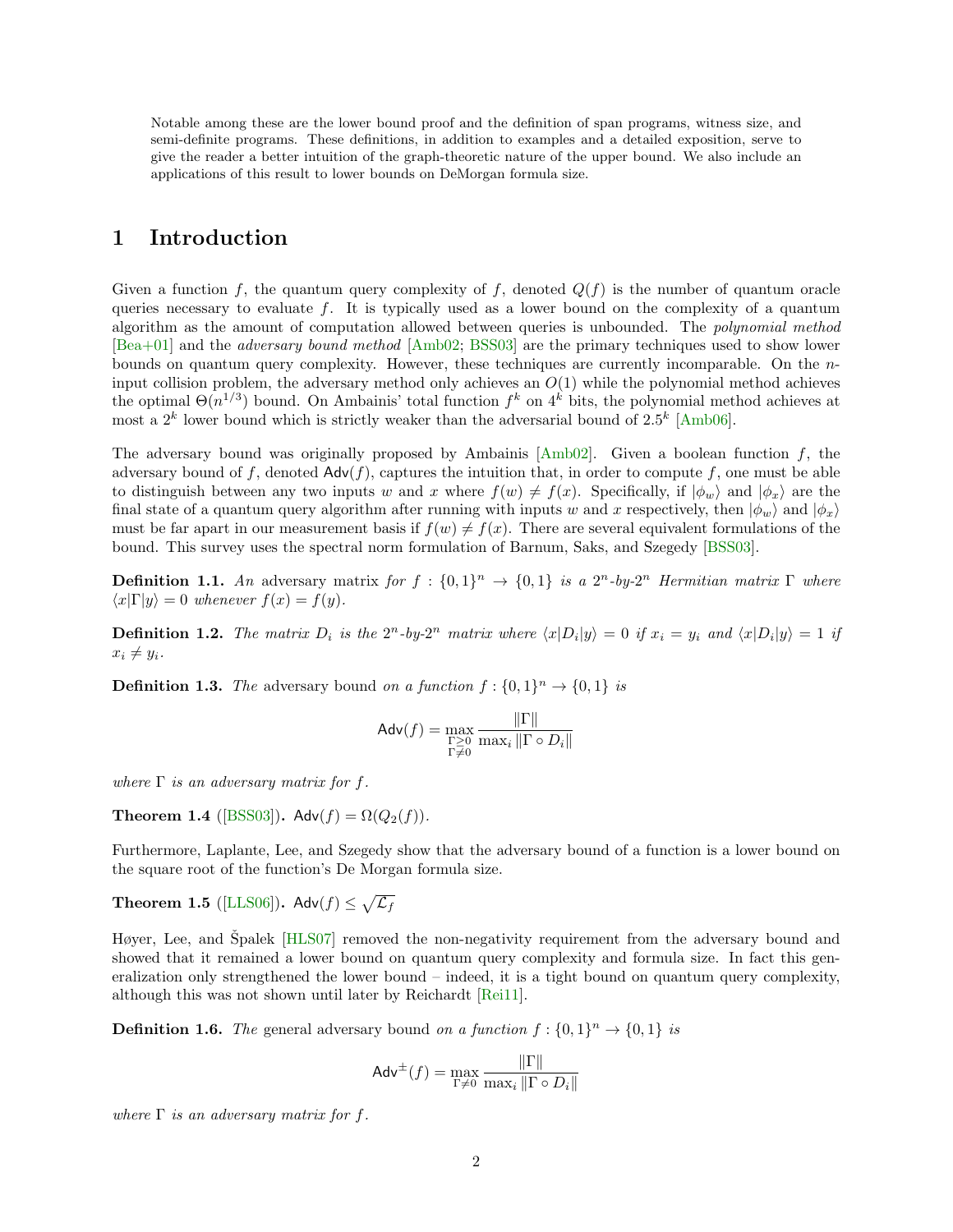Notable among these are the lower bound proof and the definition of span programs, witness size, and semi-definite programs. These definitions, in addition to examples and a detailed exposition, serve to give the reader a better intuition of the graph-theoretic nature of the upper bound. We also include an applications of this result to lower bounds on DeMorgan formula size.

## 1 Introduction

Given a function $f$, the quantum query complexity of $f$, denoted $Q(f)$ is the number of quantum oracle queries necessary to evaluate $f$. It is typically used as a lower bound on the complexity of a quantum algorithm as the amount of computation allowed between queries is unbounded. The *polynomial method* [Bea+01] and the *adversary bound method* [Amb02; BSS03] are the primary techniques used to show lower bounds on quantum query complexity. However, these techniques are currently incomparable. On the $n$-input collision problem, the adversary method only achieves an $O(1)$ while the polynomial method achieves the optimal $\Theta(n^{1/3})$ bound. On Ambainis' total function $f^k$ on $4^k$ bits, the polynomial method achieves at most a $2^k$ lower bound which is strictly weaker than the adversarial bound of $2.5^k$ [Amb06].

The adversary bound was originally proposed by Ambainis [Amb02]. Given a boolean function $f$, the adversary bound of $f$, denoted $\mathsf{Adv}(f)$, captures the intuition that, in order to compute $f$, one must be able to distinguish between any two inputs $w$ and $x$ where $f(w) \neq f(x)$. Specifically, if $|\phi_w\rangle$ and $|\phi_x\rangle$ are the final state of a quantum query algorithm after running with inputs $w$ and $x$ respectively, then $|\phi_w\rangle$ and $|\phi_x\rangle$ must be far apart in our measurement basis if $f(w) \neq f(x)$. There are several equivalent formulations of the bound. This survey uses the spectral norm formulation of Barnum, Saks, and Szegedy [BSS03].

**Definition 1.1.** *An* adversary matrix *for $f : \{0,1\}^n \to \{0,1\}$ is a $2^n$-by-$2^n$ Hermitian matrix $\Gamma$ where $\langle x|\Gamma|y\rangle = 0$ whenever $f(x) = f(y)$.*

**Definition 1.2.** *The matrix $D_i$ is the $2^n$-by-$2^n$ matrix where $\langle x|D_i|y\rangle = 0$ if $x_i = y_i$ and $\langle x|D_i|y\rangle = 1$ if $x_i \neq y_i$.*

**Definition 1.3.** *The* adversary bound *on a function $f : \{0,1\}^n \to \{0,1\}$ is*

$$\mathsf{Adv}(f) = \max_{\substack{\Gamma \geq 0 \\ \Gamma \neq 0}} \frac{\|\Gamma\|}{\max_i \|\Gamma \circ D_i\|}$$

*where $\Gamma$ is an adversary matrix for $f$.*

**Theorem 1.4** ([BSS03])**.** $\mathsf{Adv}(f) = \Omega(Q_2(f))$.

Furthermore, Laplante, Lee, and Szegedy show that the adversary bound of a function is a lower bound on the square root of the function's De Morgan formula size.

**Theorem 1.5** ([LLS06])**.** $\mathsf{Adv}(f) \leq \sqrt{\mathcal{L}_f}$

Høyer, Lee, and Špalek [HLS07] removed the non-negativity requirement from the adversary bound and showed that it remained a lower bound on quantum query complexity and formula size. In fact this generalization only strengthened the lower bound – indeed, it is a tight bound on quantum query complexity, although this was not shown until later by Reichardt [Rei11].

**Definition 1.6.** *The* general adversary bound *on a function $f : \{0,1\}^n \to \{0,1\}$ is*

$$\mathsf{Adv}^{\pm}(f) = \max_{\Gamma \neq 0} \frac{\|\Gamma\|}{\max_i \|\Gamma \circ D_i\|}$$

*where $\Gamma$ is an adversary matrix for $f$.*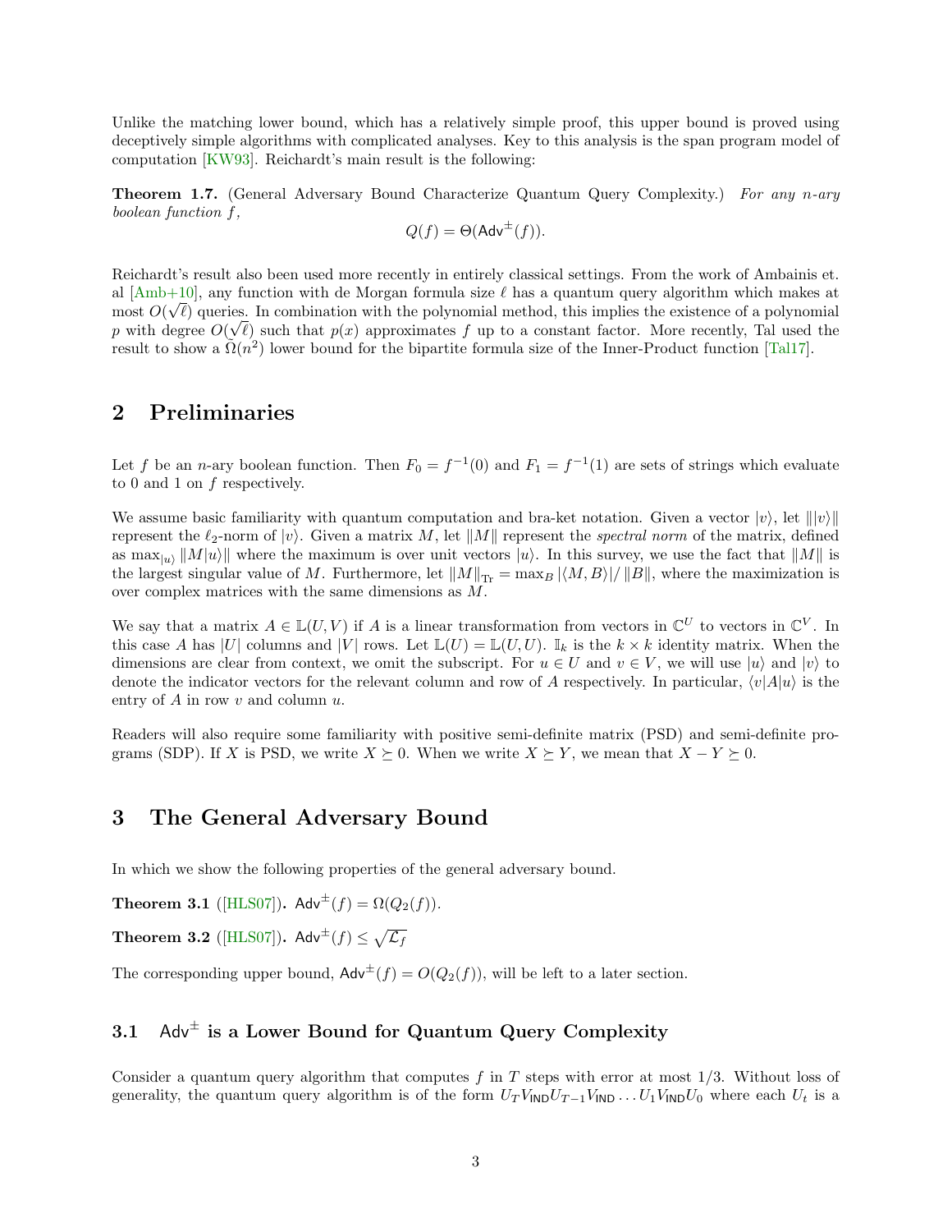Unlike the matching lower bound, which has a relatively simple proof, this upper bound is proved using deceptively simple algorithms with complicated analyses. Key to this analysis is the span program model of computation [KW93]. Reichardt's main result is the following:

**Theorem 1.7.** (General Adversary Bound Characterize Quantum Query Complexity.) *For any n-ary boolean function f,*

$$Q(f) = \Theta(\mathsf{Adv}^{\pm}(f)).$$

Reichardt's result also been used more recently in entirely classical settings. From the work of Ambainis et. al [Amb+10], any function with de Morgan formula size $\ell$ has a quantum query algorithm which makes at most $O(\sqrt{\ell})$ queries. In combination with the polynomial method, this implies the existence of a polynomial $p$ with degree $O(\sqrt{\ell})$ such that $p(x)$ approximates $f$ up to a constant factor. More recently, Tal used the result to show a $\tilde{\Omega}(n^2)$ lower bound for the bipartite formula size of the Inner-Product function [Tal17].

## 2 Preliminaries

Let $f$ be an $n$-ary boolean function. Then $F_0 = f^{-1}(0)$ and $F_1 = f^{-1}(1)$ are sets of strings which evaluate to 0 and 1 on $f$ respectively.

We assume basic familiarity with quantum computation and bra-ket notation. Given a vector $|v\rangle$, let $\||v\rangle\|$ represent the $\ell_2$-norm of $|v\rangle$. Given a matrix $M$, let $\|M\|$ represent the *spectral norm* of the matrix, defined as $\max_{|u\rangle} \|M|u\rangle\|$ where the maximum is over unit vectors $|u\rangle$. In this survey, we use the fact that $\|M\|$ is the largest singular value of $M$. Furthermore, let $\|M\|_{\mathrm{Tr}} = \max_B |\langle M, B\rangle| / \|B\|$, where the maximization is over complex matrices with the same dimensions as $M$.

We say that a matrix $A \in \mathbb{L}(U, V)$ if $A$ is a linear transformation from vectors in $\mathbb{C}^U$ to vectors in $\mathbb{C}^V$. In this case $A$ has $|U|$ columns and $|V|$ rows. Let $\mathbb{L}(U) = \mathbb{L}(U, U)$. $\mathbb{I}_k$ is the $k \times k$ identity matrix. When the dimensions are clear from context, we omit the subscript. For $u \in U$ and $v \in V$, we will use $|u\rangle$ and $|v\rangle$ to denote the indicator vectors for the relevant column and row of $A$ respectively. In particular, $\langle v|A|u\rangle$ is the entry of $A$ in row $v$ and column $u$.

Readers will also require some familiarity with positive semi-definite matrix (PSD) and semi-definite programs (SDP). If $X$ is PSD, we write $X \succeq 0$. When we write $X \succeq Y$, we mean that $X - Y \succeq 0$.

## 3 The General Adversary Bound

In which we show the following properties of the general adversary bound.

**Theorem 3.1** ([HLS07])**.** $\mathsf{Adv}^{\pm}(f) = \Omega(Q_2(f))$.

**Theorem 3.2** ([HLS07])**.** $\mathsf{Adv}^{\pm}(f) \leq \sqrt{\mathcal{L}_f}$

The corresponding upper bound, $\mathsf{Adv}^{\pm}(f) = O(Q_2(f))$, will be left to a later section.

### 3.1 $\mathsf{Adv}^{\pm}$ is a Lower Bound for Quantum Query Complexity

Consider a quantum query algorithm that computes $f$ in $T$ steps with error at most 1/3. Without loss of generality, the quantum query algorithm is of the form $U_T V_{\mathsf{IND}} U_{T-1} V_{\mathsf{IND}} \dots U_1 V_{\mathsf{IND}} U_0$ where each $U_t$ is a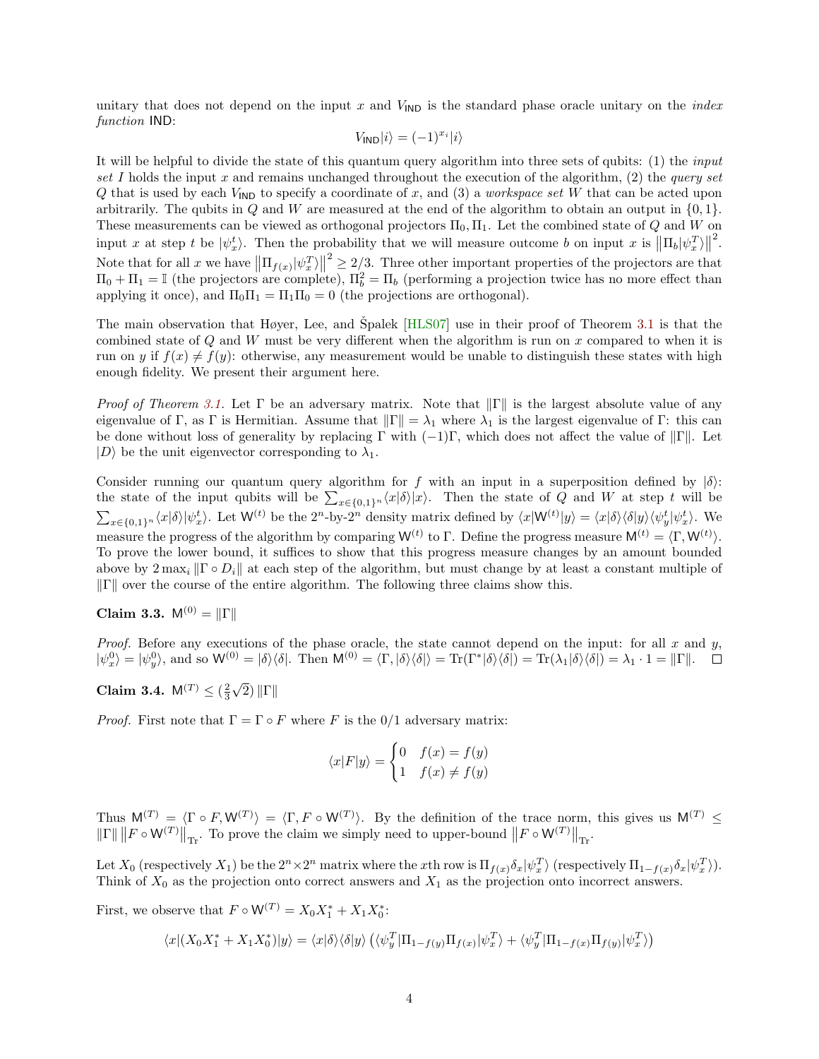unitary that does not depend on the input $x$ and $V_{\mathsf{IND}}$ is the standard phase oracle unitary on the *index function* IND:

$$V_{\mathsf{IND}}|i\rangle = (-1)^{x_i}|i\rangle$$

It will be helpful to divide the state of this quantum query algorithm into three sets of qubits: (1) the *input set* $I$ holds the input $x$ and remains unchanged throughout the execution of the algorithm, (2) the *query set* $Q$ that is used by each $V_{\mathsf{IND}}$ to specify a coordinate of $x$, and (3) a *workspace set* $W$ that can be acted upon arbitrarily. The qubits in $Q$ and $W$ are measured at the end of the algorithm to obtain an output in $\{0, 1\}$. These measurements can be viewed as orthogonal projectors $\Pi_0, \Pi_1$. Let the combined state of $Q$ and $W$ on input $x$ at step $t$ be $|\psi_x^t\rangle$. Then the probability that we will measure outcome $b$ on input $x$ is $\left\|\Pi_b|\psi_x^T\rangle\right\|^2$. Note that for all $x$ we have $\left\|\Pi_{f(x)}|\psi_x^T\rangle\right\|^2 \geq 2/3$. Three other important properties of the projectors are that $\Pi_0 + \Pi_1 = \mathbb{I}$ (the projectors are complete), $\Pi_b^2 = \Pi_b$ (performing a projection twice has no more effect than applying it once), and $\Pi_0\Pi_1 = \Pi_1\Pi_0 = 0$ (the projections are orthogonal).

The main observation that Høyer, Lee, and Špalek [HLS07] use in their proof of Theorem 3.1 is that the combined state of $Q$ and $W$ must be very different when the algorithm is run on $x$ compared to when it is run on $y$ if $f(x) \neq f(y)$: otherwise, any measurement would be unable to distinguish these states with high enough fidelity. We present their argument here.

*Proof of Theorem 3.1.* Let $\Gamma$ be an adversary matrix. Note that $\|\Gamma\|$ is the largest absolute value of any eigenvalue of $\Gamma$, as $\Gamma$ is Hermitian. Assume that $\|\Gamma\| = \lambda_1$ where $\lambda_1$ is the largest eigenvalue of $\Gamma$: this can be done without loss of generality by replacing $\Gamma$ with $(-1)\Gamma$, which does not affect the value of $\|\Gamma\|$. Let $|D\rangle$ be the unit eigenvector corresponding to $\lambda_1$.

Consider running our quantum query algorithm for $f$ with an input in a superposition defined by $|\delta\rangle$: the state of the input qubits will be $\sum_{x\in\{0,1\}^n}\langle x|\delta\rangle|x\rangle$. Then the state of $Q$ and $W$ at step $t$ will be $\sum_{x\in\{0,1\}^n}\langle x|\delta\rangle|\psi_x^t\rangle$. Let $\mathsf{W}^{(t)}$ be the $2^n$-by-$2^n$ density matrix defined by $\langle x|\mathsf{W}^{(t)}|y\rangle = \langle x|\delta\rangle\langle\delta|y\rangle\langle\psi_y^t|\psi_x^t\rangle$. We measure the progress of the algorithm by comparing $\mathsf{W}^{(t)}$ to $\Gamma$. Define the progress measure $\mathsf{M}^{(t)} = \langle\Gamma, \mathsf{W}^{(t)}\rangle$. To prove the lower bound, it suffices to show that this progress measure changes by an amount bounded above by $2\max_i\|\Gamma\circ D_i\|$ at each step of the algorithm, but must change by at least a constant multiple of $\|\Gamma\|$ over the course of the entire algorithm. The following three claims show this.

**Claim 3.3.** $\mathsf{M}^{(0)} = \|\Gamma\|$

*Proof.* Before any executions of the phase oracle, the state cannot depend on the input: for all $x$ and $y$, $|\psi_x^0\rangle = |\psi_y^0\rangle$, and so $\mathsf{W}^{(0)} = |\delta\rangle\langle\delta|$. Then $\mathsf{M}^{(0)} = \langle\Gamma, |\delta\rangle\langle\delta|\rangle = \mathrm{Tr}(\Gamma^*|\delta\rangle\langle\delta|) = \mathrm{Tr}(\lambda_1|\delta\rangle\langle\delta|) = \lambda_1\cdot 1 = \|\Gamma\|$. $\square$

**Claim 3.4.** $\mathsf{M}^{(T)} \leq (\frac{2}{3}\sqrt{2})\,\|\Gamma\|$

*Proof.* First note that $\Gamma = \Gamma\circ F$ where $F$ is the 0/1 adversary matrix:

$$\langle x|F|y\rangle = \begin{cases} 0 & f(x) = f(y) \\ 1 & f(x) \neq f(y) \end{cases}$$

Thus $\mathsf{M}^{(T)} = \langle\Gamma\circ F, \mathsf{W}^{(T)}\rangle = \langle\Gamma, F\circ\mathsf{W}^{(T)}\rangle$. By the definition of the trace norm, this gives us $\mathsf{M}^{(T)} \leq \|\Gamma\|\left\|F\circ\mathsf{W}^{(T)}\right\|_{\mathrm{Tr}}$. To prove the claim we simply need to upper-bound $\left\|F\circ\mathsf{W}^{(T)}\right\|_{\mathrm{Tr}}$.

Let $X_0$ (respectively $X_1$) be the $2^n\times 2^n$ matrix where the $x$th row is $\Pi_{f(x)}\delta_x|\psi_x^T\rangle$ (respectively $\Pi_{1-f(x)}\delta_x|\psi_x^T\rangle$). Think of $X_0$ as the projection onto correct answers and $X_1$ as the projection onto incorrect answers.

First, we observe that $F\circ\mathsf{W}^{(T)} = X_0X_1^* + X_1X_0^*$:

$$\langle x|(X_0X_1^* + X_1X_0^*)|y\rangle = \langle x|\delta\rangle\langle\delta|y\rangle\left(\langle\psi_y^T|\Pi_{1-f(y)}\Pi_{f(x)}|\psi_x^T\rangle + \langle\psi_y^T|\Pi_{1-f(x)}\Pi_{f(y)}|\psi_x^T\rangle\right)$$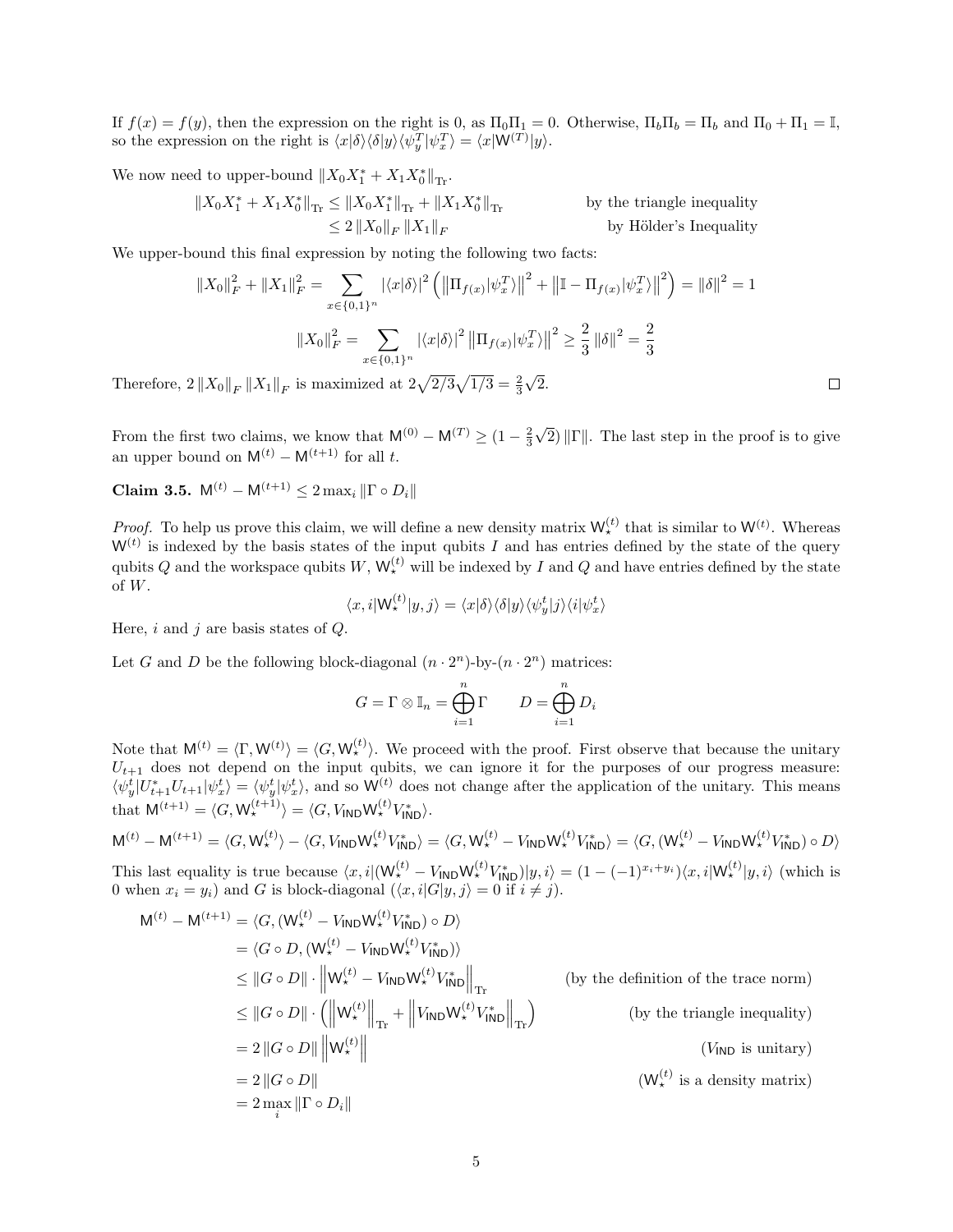If $f(x) = f(y)$, then the expression on the right is 0, as $\Pi_0 \Pi_1 = 0$. Otherwise, $\Pi_b \Pi_b = \Pi_b$ and $\Pi_0 + \Pi_1 = \mathbb{I}$, so the expression on the right is $\langle x|\delta\rangle\langle\delta|y\rangle\langle\psi_y^T|\psi_x^T\rangle = \langle x|\mathsf{W}^{(T)}|y\rangle$.

We now need to upper-bound $\|X_0 X_1^* + X_1 X_0^*\|_{\mathrm{Tr}}$.

$$
\begin{aligned}
\|X_0 X_1^* + X_1 X_0^*\|_{\mathrm{Tr}} &\leq \|X_0 X_1^*\|_{\mathrm{Tr}} + \|X_1 X_0^*\|_{\mathrm{Tr}} && \text{by the triangle inequality} \\
&\leq 2 \|X_0\|_F \|X_1\|_F && \text{by Hölder's Inequality}
\end{aligned}
$$

We upper-bound this final expression by noting the following two facts:

$$
\|X_0\|_F^2 + \|X_1\|_F^2 = \sum_{x \in \{0,1\}^n} |\langle x|\delta\rangle|^2 \left( \left\|\Pi_{f(x)}|\psi_x^T\rangle\right\|^2 + \left\|\mathbb{I} - \Pi_{f(x)}|\psi_x^T\rangle\right\|^2 \right) = \|\delta\|^2 = 1
$$

$$
\|X_0\|_F^2 = \sum_{x \in \{0,1\}^n} |\langle x|\delta\rangle|^2 \left\|\Pi_{f(x)}|\psi_x^T\rangle\right\|^2 \geq \frac{2}{3} \|\delta\|^2 = \frac{2}{3}
$$

Therefore, $2\|X_0\|_F \|X_1\|_F$ is maximized at $2\sqrt{2/3}\sqrt{1/3} = \frac{2}{3}\sqrt{2}$. □

From the first two claims, we know that $\mathsf{M}^{(0)} - \mathsf{M}^{(T)} \geq (1 - \frac{2}{3}\sqrt{2})\|\Gamma\|$. The last step in the proof is to give an upper bound on $\mathsf{M}^{(t)} - \mathsf{M}^{(t+1)}$ for all $t$.

**Claim 3.5.** $\mathsf{M}^{(t)} - \mathsf{M}^{(t+1)} \leq 2 \max_i \|\Gamma \circ D_i\|$

*Proof.* To help us prove this claim, we will define a new density matrix $\mathsf{W}_\star^{(t)}$ that is similar to $\mathsf{W}^{(t)}$. Whereas $\mathsf{W}^{(t)}$ is indexed by the basis states of the input qubits $I$ and has entries defined by the state of the query qubits $Q$ and the workspace qubits $W$, $\mathsf{W}_\star^{(t)}$ will be indexed by $I$ and $Q$ and have entries defined by the state of $W$.

$$
\langle x, i|\mathsf{W}_\star^{(t)}|y, j\rangle = \langle x|\delta\rangle\langle\delta|y\rangle\langle\psi_y^t|j\rangle\langle i|\psi_x^t\rangle
$$

Here, $i$ and $j$ are basis states of $Q$.

Let $G$ and $D$ be the following block-diagonal $(n \cdot 2^n)$-by-$(n \cdot 2^n)$ matrices:

$$
G = \Gamma \otimes \mathbb{I}_n = \bigoplus_{i=1}^{n} \Gamma \qquad D = \bigoplus_{i=1}^{n} D_i
$$

Note that $\mathsf{M}^{(t)} = \langle \Gamma, \mathsf{W}^{(t)}\rangle = \langle G, \mathsf{W}_\star^{(t)}\rangle$. We proceed with the proof. First observe that because the unitary $U_{t+1}$ does not depend on the input qubits, we can ignore it for the purposes of our progress measure: $\langle\psi_y^t|U_{t+1}^* U_{t+1}|\psi_x^t\rangle = \langle\psi_y^t|\psi_x^t\rangle$, and so $\mathsf{W}^{(t)}$ does not change after the application of the unitary. This means that $\mathsf{M}^{(t+1)} = \langle G, \mathsf{W}_\star^{(t+1)}\rangle = \langle G, V_{\mathsf{IND}} \mathsf{W}_\star^{(t)} V_{\mathsf{IND}}^*\rangle$.

$$
\mathsf{M}^{(t)} - \mathsf{M}^{(t+1)} = \langle G, \mathsf{W}_\star^{(t)}\rangle - \langle G, V_{\mathsf{IND}}\mathsf{W}_\star^{(t)}V_{\mathsf{IND}}^*\rangle = \langle G, \mathsf{W}_\star^{(t)} - V_{\mathsf{IND}}\mathsf{W}_\star^{(t)}V_{\mathsf{IND}}^*\rangle = \langle G, (\mathsf{W}_\star^{(t)} - V_{\mathsf{IND}}\mathsf{W}_\star^{(t)}V_{\mathsf{IND}}^*) \circ D\rangle
$$

This last equality is true because $\langle x, i|(\mathsf{W}_\star^{(t)} - V_{\mathsf{IND}}\mathsf{W}_\star^{(t)}V_{\mathsf{IND}}^*)|y, i\rangle = (1 - (-1)^{x_i + y_i})\langle x, i|\mathsf{W}_\star^{(t)}|y, i\rangle$ (which is 0 when $x_i = y_i$) and $G$ is block-diagonal ($\langle x, i|G|y, j\rangle = 0$ if $i \neq j$).

$$
\begin{aligned}
\mathsf{M}^{(t)} - \mathsf{M}^{(t+1)} &= \langle G, (\mathsf{W}_\star^{(t)} - V_{\mathsf{IND}}\mathsf{W}_\star^{(t)}V_{\mathsf{IND}}^*) \circ D\rangle \\
&= \langle G \circ D, (\mathsf{W}_\star^{(t)} - V_{\mathsf{IND}}\mathsf{W}_\star^{(t)}V_{\mathsf{IND}}^*)\rangle \\
&\leq \|G \circ D\| \cdot \left\|\mathsf{W}_\star^{(t)} - V_{\mathsf{IND}}\mathsf{W}_\star^{(t)}V_{\mathsf{IND}}^*\right\|_{\mathrm{Tr}} && \text{(by the definition of the trace norm)} \\
&\leq \|G \circ D\| \cdot \left( \left\|\mathsf{W}_\star^{(t)}\right\|_{\mathrm{Tr}} + \left\|V_{\mathsf{IND}}\mathsf{W}_\star^{(t)}V_{\mathsf{IND}}^*\right\|_{\mathrm{Tr}} \right) && \text{(by the triangle inequality)} \\
&= 2\|G \circ D\| \left\|\mathsf{W}_\star^{(t)}\right\| && (V_{\mathsf{IND}} \text{ is unitary)} \\
&= 2\|G \circ D\| && (\mathsf{W}_\star^{(t)} \text{ is a density matrix)} \\
&= 2 \max_i \|\Gamma \circ D_i\|
\end{aligned}
$$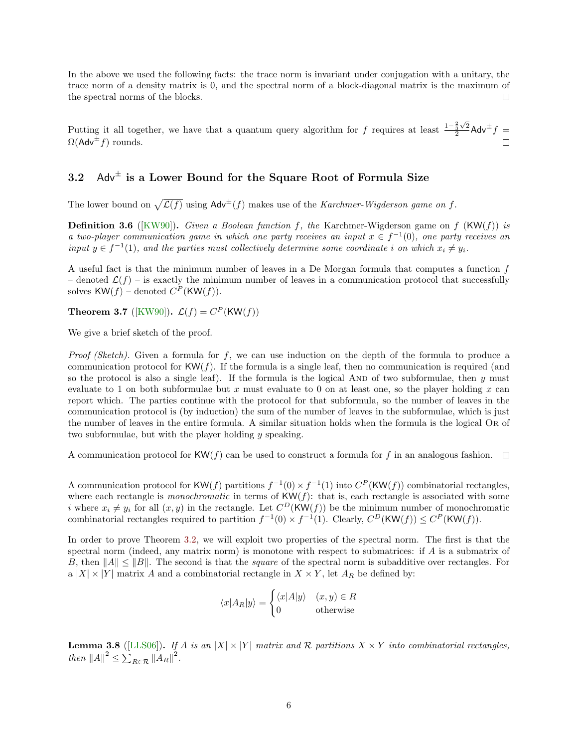In the above we used the following facts: the trace norm is invariant under conjugation with a unitary, the trace norm of a density matrix is 0, and the spectral norm of a block-diagonal matrix is the maximum of the spectral norms of the blocks. □

Putting it all together, we have that a quantum query algorithm for $f$ requires at least $\frac{1-\frac{2}{3}\sqrt{2}}{2}\mathsf{Adv}^{\pm}f = \Omega(\mathsf{Adv}^{\pm}f)$ rounds. □

### 3.2 $\mathsf{Adv}^{\pm}$ is a Lower Bound for the Square Root of Formula Size

The lower bound on $\sqrt{\mathcal{L}(f)}$ using $\mathsf{Adv}^{\pm}(f)$ makes use of the *Karchmer-Wigderson game on f*.

**Definition 3.6** ([KW90]). *Given a Boolean function $f$, the* Karchmer-Wigderson game on $f$ ($\mathsf{KW}(f)$) *is a two-player communication game in which one party receives an input $x \in f^{-1}(0)$, one party receives an input $y \in f^{-1}(1)$, and the parties must collectively determine some coordinate $i$ on which $x_i \neq y_i$.*

A useful fact is that the minimum number of leaves in a De Morgan formula that computes a function $f$ – denoted $\mathcal{L}(f)$ – is exactly the minimum number of leaves in a communication protocol that successfully solves $\mathsf{KW}(f)$ – denoted $C^P(\mathsf{KW}(f))$.

**Theorem 3.7** ([KW90]). $\mathcal{L}(f) = C^P(\mathsf{KW}(f))$

We give a brief sketch of the proof.

*Proof (Sketch).* Given a formula for $f$, we can use induction on the depth of the formula to produce a communication protocol for $\mathsf{KW}(f)$. If the formula is a single leaf, then no communication is required (and so the protocol is also a single leaf). If the formula is the logical AND of two subformulae, then $y$ must evaluate to 1 on both subformulae but $x$ must evaluate to 0 on at least one, so the player holding $x$ can report which. The parties continue with the protocol for that subformula, so the number of leaves in the communication protocol is (by induction) the sum of the number of leaves in the subformulae, which is just the number of leaves in the entire formula. A similar situation holds when the formula is the logical OR of two subformulae, but with the player holding $y$ speaking.

A communication protocol for $\mathsf{KW}(f)$ can be used to construct a formula for $f$ in an analogous fashion. □

A communication protocol for $\mathsf{KW}(f)$ partitions $f^{-1}(0) \times f^{-1}(1)$ into $C^P(\mathsf{KW}(f))$ combinatorial rectangles, where each rectangle is *monochromatic* in terms of $\mathsf{KW}(f)$: that is, each rectangle is associated with some $i$ where $x_i \neq y_i$ for all $(x, y)$ in the rectangle. Let $C^D(\mathsf{KW}(f))$ be the minimum number of monochromatic combinatorial rectangles required to partition $f^{-1}(0) \times f^{-1}(1)$. Clearly, $C^D(\mathsf{KW}(f)) \leq C^P(\mathsf{KW}(f))$.

In order to prove Theorem 3.2, we will exploit two properties of the spectral norm. The first is that the spectral norm (indeed, any matrix norm) is monotone with respect to submatrices: if $A$ is a submatrix of $B$, then $\|A\| \leq \|B\|$. The second is that the *square* of the spectral norm is subadditive over rectangles. For a $|X| \times |Y|$ matrix $A$ and a combinatorial rectangle in $X \times Y$, let $A_R$ be defined by:

$$\langle x|A_R|y\rangle = \begin{cases} \langle x|A|y\rangle & (x, y) \in R \\ 0 & \text{otherwise} \end{cases}$$

**Lemma 3.8** ([LLS06]). *If $A$ is an $|X| \times |Y|$ matrix and $\mathcal{R}$ partitions $X \times Y$ into combinatorial rectangles, then $\|A\|^2 \leq \sum_{R \in \mathcal{R}} \|A_R\|^2$.*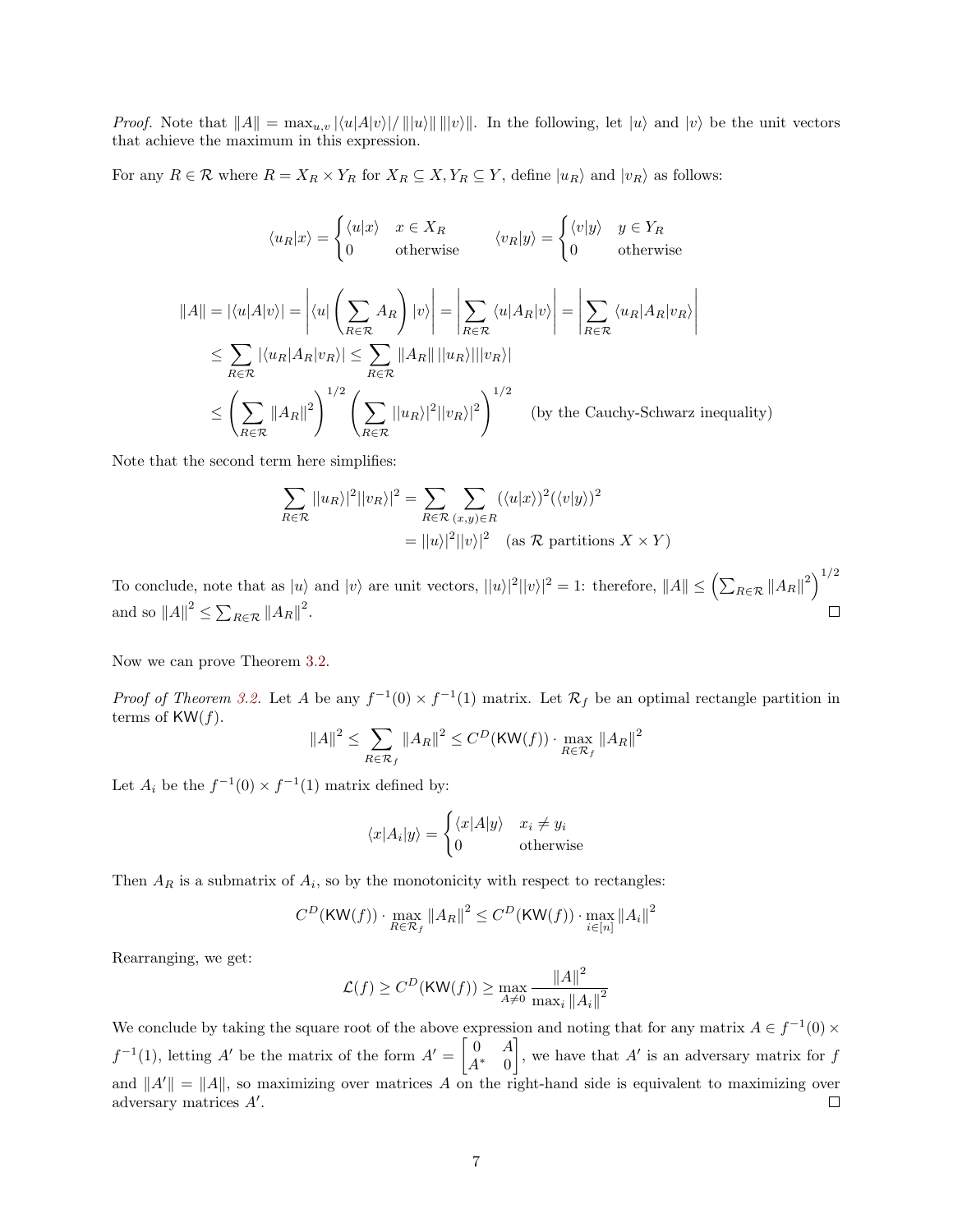*Proof.* Note that $\|A\| = \max_{u,v} |\langle u|A|v\rangle| / \||u\rangle\| \||v\rangle\|$. In the following, let $|u\rangle$ and $|v\rangle$ be the unit vectors that achieve the maximum in this expression.

For any $R \in \mathcal{R}$ where $R = X_R \times Y_R$ for $X_R \subseteq X, Y_R \subseteq Y$, define $|u_R\rangle$ and $|v_R\rangle$ as follows:

$$\langle u_R|x\rangle = \begin{cases} \langle u|x\rangle & x \in X_R \\ 0 & \text{otherwise} \end{cases} \qquad \langle v_R|y\rangle = \begin{cases} \langle v|y\rangle & y \in Y_R \\ 0 & \text{otherwise} \end{cases}$$

$$\begin{aligned}
\|A\| = |\langle u|A|v\rangle| &= \left| \langle u| \left( \sum_{R \in \mathcal{R}} A_R \right) |v\rangle \right| = \left| \sum_{R \in \mathcal{R}} \langle u|A_R|v\rangle \right| = \left| \sum_{R \in \mathcal{R}} \langle u_R|A_R|v_R\rangle \right| \\
&\leq \sum_{R \in \mathcal{R}} |\langle u_R|A_R|v_R\rangle| \leq \sum_{R \in \mathcal{R}} \|A_R\| \, ||u_R\rangle|||v_R\rangle| \\
&\leq \left( \sum_{R \in \mathcal{R}} \|A_R\|^2 \right)^{1/2} \left( \sum_{R \in \mathcal{R}} ||u_R\rangle|^2 ||v_R\rangle|^2 \right)^{1/2} \quad \text{(by the Cauchy-Schwarz inequality)}
\end{aligned}$$

Note that the second term here simplifies:

$$\begin{aligned}
\sum_{R \in \mathcal{R}} ||u_R\rangle|^2 ||v_R\rangle|^2 &= \sum_{R \in \mathcal{R}} \sum_{(x,y) \in R} (\langle u|x\rangle)^2 (\langle v|y\rangle)^2 \\
&= ||u\rangle|^2 ||v\rangle|^2 \quad \text{(as } \mathcal{R} \text{ partitions } X \times Y\text{)}
\end{aligned}$$

To conclude, note that as $|u\rangle$ and $|v\rangle$ are unit vectors, $||u\rangle|^2 ||v\rangle|^2 = 1$: therefore, $\|A\| \leq \left( \sum_{R \in \mathcal{R}} \|A_R\|^2 \right)^{1/2}$ and so $\|A\|^2 \leq \sum_{R \in \mathcal{R}} \|A_R\|^2$. ◻

Now we can prove Theorem 3.2.

*Proof of Theorem 3.2.* Let $A$ be any $f^{-1}(0) \times f^{-1}(1)$ matrix. Let $\mathcal{R}_f$ be an optimal rectangle partition in terms of $\mathsf{KW}(f)$.

$$\|A\|^2 \leq \sum_{R \in \mathcal{R}_f} \|A_R\|^2 \leq C^D(\mathsf{KW}(f)) \cdot \max_{R \in \mathcal{R}_f} \|A_R\|^2$$

Let $A_i$ be the $f^{-1}(0) \times f^{-1}(1)$ matrix defined by:

$$\langle x|A_i|y\rangle = \begin{cases} \langle x|A|y\rangle & x_i \neq y_i \\ 0 & \text{otherwise} \end{cases}$$

Then $A_R$ is a submatrix of $A_i$, so by the monotonicity with respect to rectangles:

$$C^D(\mathsf{KW}(f)) \cdot \max_{R \in \mathcal{R}_f} \|A_R\|^2 \leq C^D(\mathsf{KW}(f)) \cdot \max_{i \in [n]} \|A_i\|^2$$

Rearranging, we get:

$$\mathcal{L}(f) \geq C^D(\mathsf{KW}(f)) \geq \max_{A \neq 0} \frac{\|A\|^2}{\max_i \|A_i\|^2}$$

We conclude by taking the square root of the above expression and noting that for any matrix $A \in f^{-1}(0) \times f^{-1}(1)$, letting $A'$ be the matrix of the form $A' = \begin{bmatrix} 0 & A \\ A^* & 0 \end{bmatrix}$, we have that $A'$ is an adversary matrix for $f$ and $\|A'\| = \|A\|$, so maximizing over matrices $A$ on the right-hand side is equivalent to maximizing over adversary matrices $A'$. ◻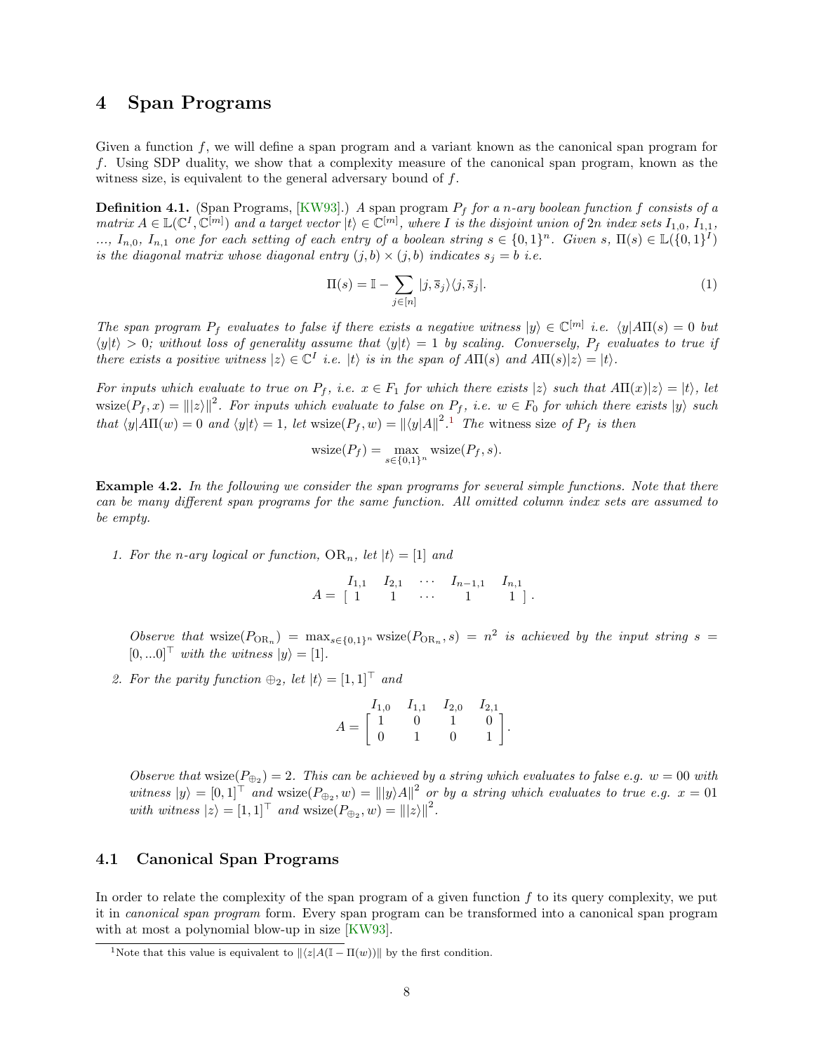## 4 Span Programs

Given a function $f$, we will define a span program and a variant known as the canonical span program for $f$. Using SDP duality, we show that a complexity measure of the canonical span program, known as the witness size, is equivalent to the general adversary bound of $f$.

**Definition 4.1.** (Span Programs, [KW93].) *A span program $P_f$ for a $n$-ary boolean function $f$ consists of a matrix $A \in \mathbb{L}(\mathbb{C}^I, \mathbb{C}^{[m]})$ and a target vector $|t\rangle \in \mathbb{C}^{[m]}$, where $I$ is the disjoint union of $2n$ index sets $I_{1,0}$, $I_{1,1}$, ..., $I_{n,0}$, $I_{n,1}$ one for each setting of each entry of a boolean string $s \in \{0,1\}^n$. Given $s$, $\Pi(s) \in \mathbb{L}(\{0,1\}^I)$ is the diagonal matrix whose diagonal entry $(j,b) \times (j,b)$ indicates $s_j = b$ i.e.*

$$\Pi(s) = \mathbb{I} - \sum_{j \in [n]} |j, \overline{s}_j\rangle\langle j, \overline{s}_j|. \tag{1}$$

*The span program $P_f$ evaluates to false if there exists a negative witness $|y\rangle \in \mathbb{C}^{[m]}$ i.e. $\langle y|A\Pi(s) = 0$ but $\langle y|t\rangle > 0$; without loss of generality assume that $\langle y|t\rangle = 1$ by scaling. Conversely, $P_f$ evaluates to true if there exists a positive witness $|z\rangle \in \mathbb{C}^I$ i.e. $|t\rangle$ is in the span of $A\Pi(s)$ and $A\Pi(s)|z\rangle = |t\rangle$.*

*For inputs which evaluate to true on $P_f$, i.e. $x \in F_1$ for which there exists $|z\rangle$ such that $A\Pi(x)|z\rangle = |t\rangle$, let $\mathrm{wsize}(P_f, x) = \||z\rangle\|^2$. For inputs which evaluate to false on $P_f$, i.e. $w \in F_0$ for which there exists $|y\rangle$ such that $\langle y|A\Pi(w) = 0$ and $\langle y|t\rangle = 1$, let $\mathrm{wsize}(P_f, w) = \|\langle y|A\|^2$.*[1] *The* witness size *of $P_f$ is then*

$$\mathrm{wsize}(P_f) = \max_{s \in \{0,1\}^n} \mathrm{wsize}(P_f, s).$$

**Example 4.2.** *In the following we consider the span programs for several simple functions. Note that there can be many different span programs for the same function. All omitted column index sets are assumed to be empty.*

1. *For the $n$-ary logical or function, $\mathrm{OR}_n$, let $|t\rangle = [1]$ and*

$$A = \begin{array}{c} \begin{matrix} I_{1,1} & I_{2,1} & \cdots & I_{n-1,1} & I_{n,1} \end{matrix} \\ \begin{bmatrix} 1 & 1 & \cdots & 1 & 1 \end{bmatrix} \end{array}.$$

*Observe that $\mathrm{wsize}(P_{\mathrm{OR}_n}) = \max_{s \in \{0,1\}^n} \mathrm{wsize}(P_{\mathrm{OR}_n}, s) = n^2$ is achieved by the input string $s = [0, ...0]^\top$ with the witness $|y\rangle = [1]$.*

2. *For the parity function $\oplus_2$, let $|t\rangle = [1,1]^\top$ and*

$$A = \begin{array}{c} \begin{matrix} I_{1,0} & I_{1,1} & I_{2,0} & I_{2,1} \end{matrix} \\ \begin{bmatrix} 1 & 0 & 1 & 0 \\ 0 & 1 & 0 & 1 \end{bmatrix} \end{array}.$$

*Observe that $\mathrm{wsize}(P_{\oplus_2}) = 2$. This can be achieved by a string which evaluates to false e.g. $w = 00$ with witness $|y\rangle = [0,1]^\top$ and $\mathrm{wsize}(P_{\oplus_2}, w) = \||y\rangle A\|^2$ or by a string which evaluates to true e.g. $x = 01$ with witness $|z\rangle = [1,1]^\top$ and $\mathrm{wsize}(P_{\oplus_2}, w) = \||z\rangle\|^2$.*

### 4.1 Canonical Span Programs

In order to relate the complexity of the span program of a given function $f$ to its query complexity, we put it in *canonical span program* form. Every span program can be transformed into a canonical span program with at most a polynomial blow-up in size [KW93].

[1] Note that this value is equivalent to $\|\langle z|A(\mathbb{I} - \Pi(w))\|$ by the first condition.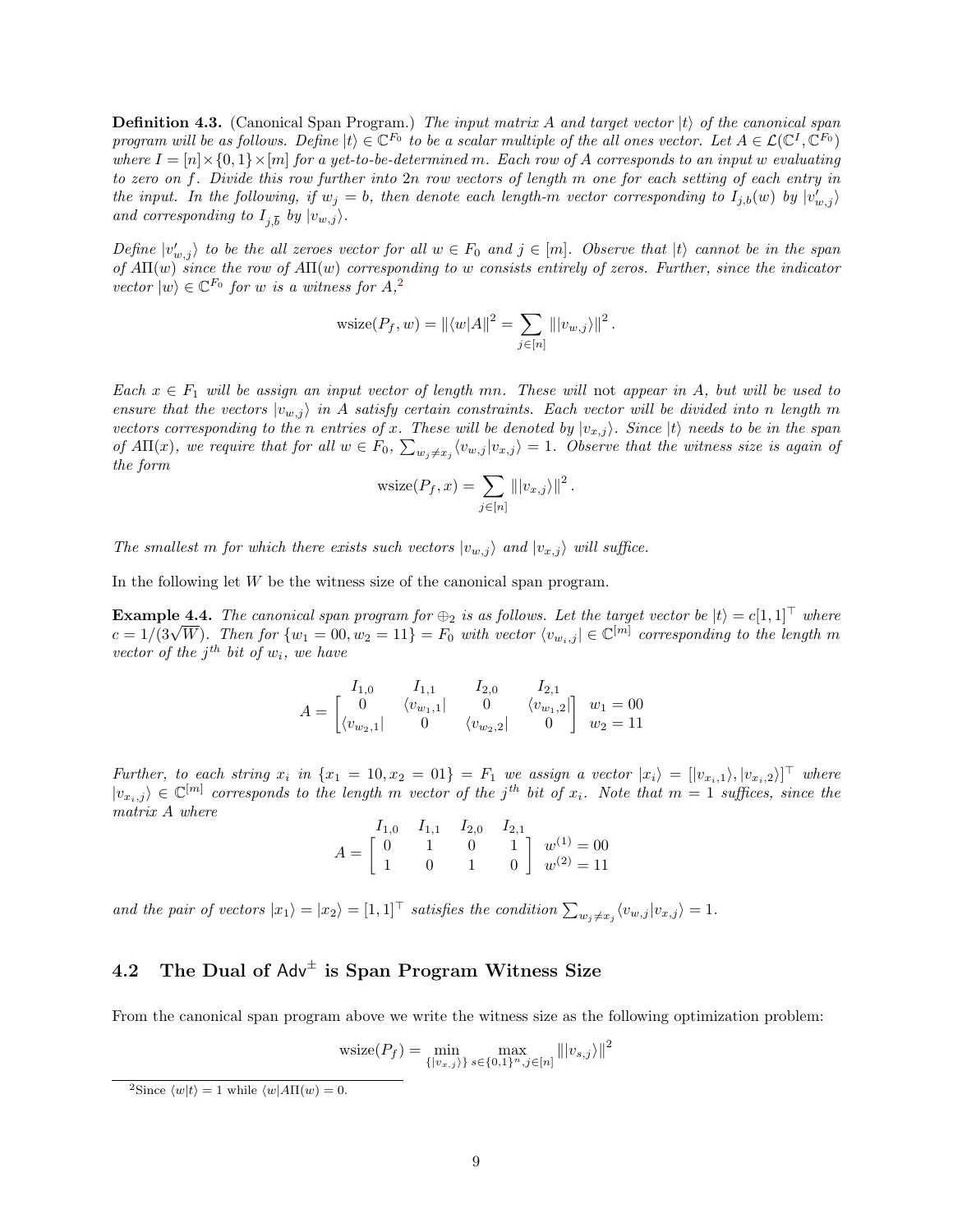**Definition 4.3.** (Canonical Span Program.) *The input matrix $A$ and target vector $|t\rangle$ of the canonical span program will be as follows. Define $|t\rangle \in \mathbb{C}^{F_0}$ to be a scalar multiple of the all ones vector. Let $A \in \mathcal{L}(\mathbb{C}^I, \mathbb{C}^{F_0})$ where $I = [n] \times \{0,1\} \times [m]$ for a yet-to-be-determined $m$. Each row of $A$ corresponds to an input $w$ evaluating to zero on $f$. Divide this row further into $2n$ row vectors of length $m$ one for each setting of each entry in the input. In the following, if $w_j = b$, then denote each length-$m$ vector corresponding to $I_{j,b}(w)$ by $|v'_{w,j}\rangle$ and corresponding to $I_{j,\bar{b}}$ by $|v_{w,j}\rangle$.*

*Define $|v'_{w,j}\rangle$ to be the all zeroes vector for all $w \in F_0$ and $j \in [m]$. Observe that $|t\rangle$ cannot be in the span of $A\Pi(w)$ since the row of $A\Pi(w)$ corresponding to $w$ consists entirely of zeros. Further, since the indicator vector $|w\rangle \in \mathbb{C}^{F_0}$ for $w$ is a witness for $A$,[2]*

$$\text{wsize}(P_f, w) = \|\langle w|A\|^2 = \sum_{j\in[n]} \||v_{w,j}\rangle\|^2 .$$

*Each $x \in F_1$ will be assign an input vector of length $mn$. These will* not *appear in $A$, but will be used to ensure that the vectors $|v_{w,j}\rangle$ in $A$ satisfy certain constraints. Each vector will be divided into $n$ length $m$ vectors corresponding to the $n$ entries of $x$. These will be denoted by $|v_{x,j}\rangle$. Since $|t\rangle$ needs to be in the span of $A\Pi(x)$, we require that for all $w \in F_0$, $\sum_{w_j \neq x_j} \langle v_{w,j}|v_{x,j}\rangle = 1$. Observe that the witness size is again of the form*

$$\text{wsize}(P_f, x) = \sum_{j\in[n]} \||v_{x,j}\rangle\|^2 .$$

*The smallest $m$ for which there exists such vectors $|v_{w,j}\rangle$ and $|v_{x,j}\rangle$ will suffice.*

In the following let $W$ be the witness size of the canonical span program.

**Example 4.4.** *The canonical span program for $\oplus_2$ is as follows. Let the target vector be $|t\rangle = c[1,1]^\top$ where $c = 1/(3\sqrt{W})$. Then for $\{w_1 = 00, w_2 = 11\} = F_0$ with vector $\langle v_{w_i,j}| \in \mathbb{C}^{[m]}$ corresponding to the length $m$ vector of the $j^{th}$ bit of $w_i$, we have*

$$A = \begin{array}{c} \\ \left[\begin{array}{cccc} I_{1,0} & I_{1,1} & I_{2,0} & I_{2,1} \\ 0 & \langle v_{w_1,1}| & 0 & \langle v_{w_1,2}| \\ \langle v_{w_2,1}| & 0 & \langle v_{w_2,2}| & 0 \end{array}\right] \end{array} \begin{array}{l} \\ w_1 = 00 \\ w_2 = 11 \end{array}$$

*Further, to each string $x_i$ in $\{x_1 = 10, x_2 = 01\} = F_1$ we assign a vector $|x_i\rangle = [|v_{x_i,1}\rangle, |v_{x_i,2}\rangle]^\top$ where $|v_{x_i,j}\rangle \in \mathbb{C}^{[m]}$ corresponds to the length $m$ vector of the $j^{th}$ bit of $x_i$. Note that $m = 1$ suffices, since the matrix $A$ where*

$$A = \left[\begin{array}{cccc} I_{1,0} & I_{1,1} & I_{2,0} & I_{2,1} \\ 0 & 1 & 0 & 1 \\ 1 & 0 & 1 & 0 \end{array}\right] \begin{array}{l} \\ w^{(1)} = 00 \\ w^{(2)} = 11 \end{array}$$

*and the pair of vectors $|x_1\rangle = |x_2\rangle = [1,1]^\top$ satisfies the condition $\sum_{w_j \neq x_j} \langle v_{w,j}|v_{x,j}\rangle = 1$.*

## 4.2 The Dual of $\mathsf{Adv}^{\pm}$ is Span Program Witness Size

From the canonical span program above we write the witness size as the following optimization problem:

$$\text{wsize}(P_f) = \min_{\{|v_{x,j}\rangle\}} \max_{s\in\{0,1\}^n, j\in[n]} \||v_{s,j}\rangle\|^2$$

[2] Since $\langle w|t\rangle = 1$ while $\langle w|A\Pi(w) = 0$.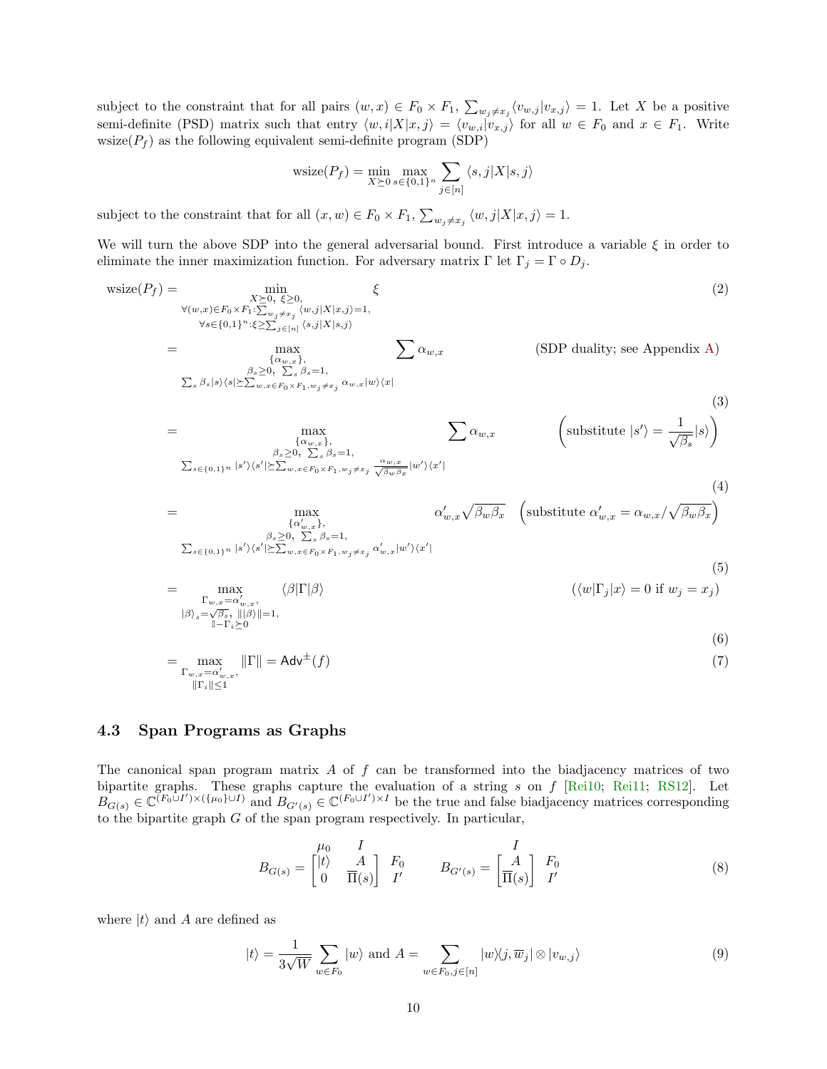subject to the constraint that for all pairs $(w,x) \in F_0 \times F_1$, $\sum_{w_j \neq x_j} \langle v_{w,j} | v_{x,j} \rangle = 1$. Let $X$ be a positive semi-definite (PSD) matrix such that entry $\langle w, i | X | x, j \rangle = \langle v_{w,i} | v_{x,j} \rangle$ for all $w \in F_0$ and $x \in F_1$. Write $\text{wsize}(P_f)$ as the following equivalent semi-definite program (SDP)

$$\text{wsize}(P_f) = \min_{X \succeq 0} \max_{s \in \{0,1\}^n} \sum_{j \in [n]} \langle s, j | X | s, j \rangle$$

subject to the constraint that for all $(x,w) \in F_0 \times F_1$, $\sum_{w_j \neq x_j} \langle w, j | X | x, j \rangle = 1$.

We will turn the above SDP into the general adversarial bound. First introduce a variable $\xi$ in order to eliminate the inner maximization function. For adversary matrix $\Gamma$ let $\Gamma_j = \Gamma \circ D_j$.

$$\begin{aligned}
\text{wsize}(P_f) &= \min_{\substack{X \succeq 0,\ \xi \geq 0, \\ \forall (w,x) \in F_0 \times F_1 : \sum_{w_j \neq x_j} \langle w,j|X|x,j\rangle = 1, \\ \forall s \in \{0,1\}^n : \xi \geq \sum_{j \in [n]} \langle s,j|X|s,j\rangle}} \xi && (2) \\
&= \max_{\substack{\{\alpha_{w,x}\}, \\ \beta_s \geq 0,\ \sum_s \beta_s = 1, \\ \sum_s \beta_s |s\rangle\langle s| \succeq \sum_{w,x \in F_0 \times F_1, w_j \neq x_j} \alpha_{w,x} |w\rangle\langle x|}} \sum \alpha_{w,x} && \text{(SDP duality; see Appendix A)} \quad (3) \\
&= \max_{\substack{\{\alpha_{w,x}\}, \\ \beta_s \geq 0,\ \sum_s \beta_s = 1, \\ \sum_{s \in \{0,1\}^n} |s'\rangle\langle s'| \succeq \sum_{w,x \in F_0 \times F_1, w_j \neq x_j} \frac{\alpha_{w,x}}{\sqrt{\beta_w \beta_x}} |w'\rangle\langle x'|}} \sum \alpha_{w,x} && \left(\text{substitute } |s'\rangle = \frac{1}{\sqrt{\beta_s}}|s\rangle\right) \quad (4) \\
&= \max_{\substack{\{\alpha'_{w,x}\}, \\ \beta_s \geq 0,\ \sum_s \beta_s = 1, \\ \sum_{s \in \{0,1\}^n} |s'\rangle\langle s'| \succeq \sum_{w,x \in F_0 \times F_1, w_j \neq x_j} \alpha'_{w,x} |w'\rangle\langle x'|}} \alpha'_{w,x}\sqrt{\beta_w \beta_x} && \left(\text{substitute } \alpha'_{w,x} = \alpha_{w,x}/\sqrt{\beta_w \beta_x}\right) \quad (5) \\
&= \max_{\substack{\Gamma_{w,x} = \alpha'_{w,x}, \\ |\beta\rangle_s = \sqrt{\beta_s},\ \||\beta\rangle\| = 1, \\ \mathbb{I} - \Gamma_i \succeq 0}} \langle \beta | \Gamma | \beta \rangle && (\langle w|\Gamma_j|x\rangle = 0 \text{ if } w_j = x_j) \quad (6) \\
&= \max_{\substack{\Gamma_{w,x} = \alpha'_{w,x}, \\ \|\Gamma_i\| \leq 1}} \|\Gamma\| = \mathsf{Adv}^{\pm}(f) && (7)
\end{aligned}$$

### 4.3 Span Programs as Graphs

The canonical span program matrix $A$ of $f$ can be transformed into the biadjacency matrices of two bipartite graphs. These graphs capture the evaluation of a string $s$ on $f$ [Rei10; Rei11; RS12]. Let $B_{G(s)} \in \mathbb{C}^{(F_0 \cup I') \times (\{\mu_0\} \cup I)}$ and $B_{G'(s)} \in \mathbb{C}^{(F_0 \cup I') \times I}$ be the true and false biadjacency matrices corresponding to the bipartite graph $G$ of the span program respectively. In particular,

$$B_{G(s)} = \begin{array}{c} \begin{matrix} \mu_0 & I \end{matrix} \\ \begin{bmatrix} |t\rangle & A \\ 0 & \overline{\Pi}(s) \end{bmatrix} \end{array} \begin{matrix} F_0 \\ I' \end{matrix} \qquad B_{G'(s)} = \begin{array}{c} I \\ \begin{bmatrix} A \\ \overline{\Pi}(s) \end{bmatrix} \end{array} \begin{matrix} F_0 \\ I' \end{matrix} \tag{8}$$

where $|t\rangle$ and $A$ are defined as

$$|t\rangle = \frac{1}{3\sqrt{W}} \sum_{w \in F_0} |w\rangle \text{ and } A = \sum_{w \in F_0, j \in [n]} |w\rangle\langle j, \overline{w}_j| \otimes |v_{w,j}\rangle \tag{9}$$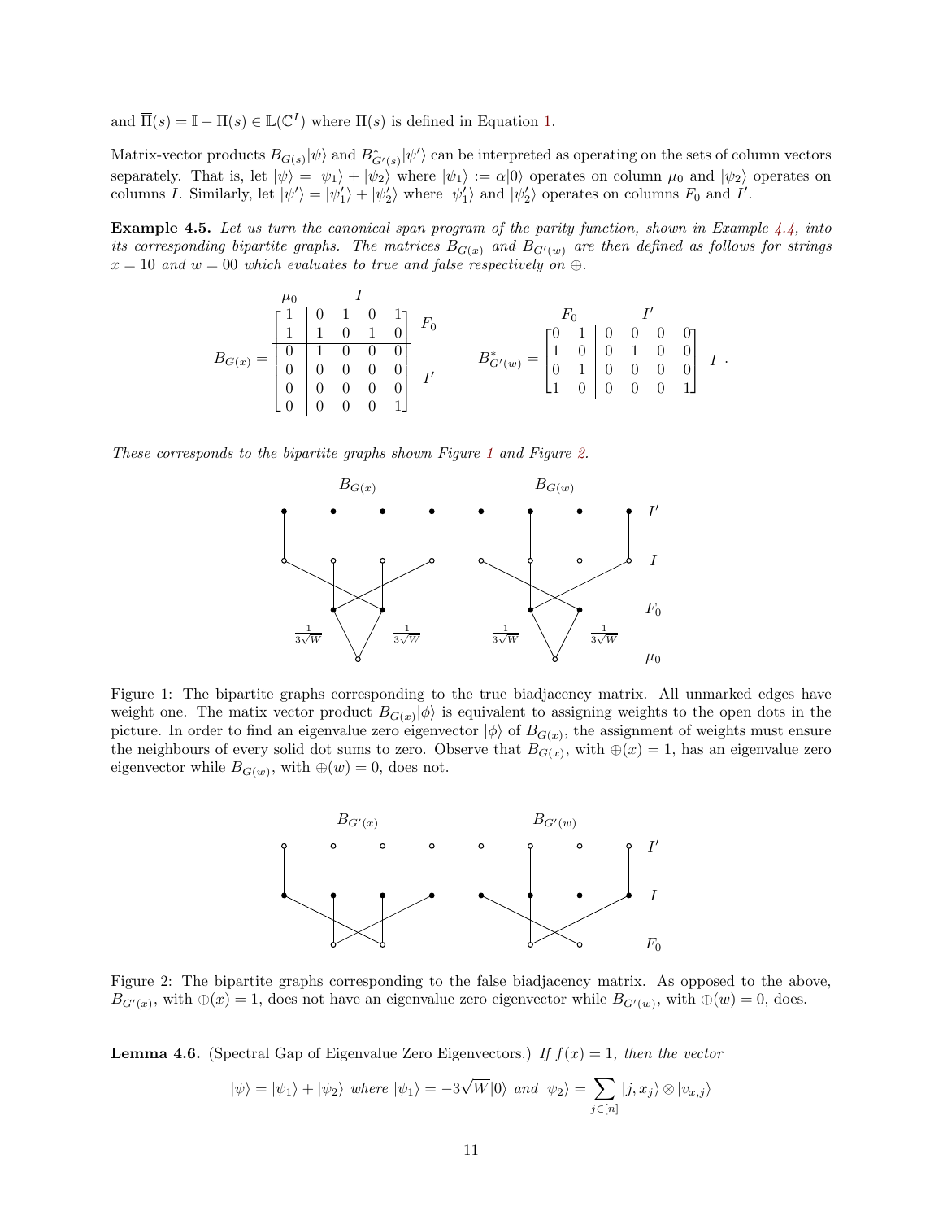and $\overline{\Pi}(s) = \mathbb{I} - \Pi(s) \in \mathbb{L}(\mathbb{C}^I)$ where $\Pi(s)$ is defined in Equation 1.

Matrix-vector products $B_{G(s)}|\psi\rangle$ and $B^*_{G'(s)}|\psi'\rangle$ can be interpreted as operating on the sets of column vectors separately. That is, let $|\psi\rangle = |\psi_1\rangle + |\psi_2\rangle$ where $|\psi_1\rangle := \alpha|0\rangle$ operates on column $\mu_0$ and $|\psi_2\rangle$ operates on columns $I$. Similarly, let $|\psi'\rangle = |\psi'_1\rangle + |\psi'_2\rangle$ where $|\psi'_1\rangle$ and $|\psi'_2\rangle$ operates on columns $F_0$ and $I'$.

**Example 4.5.** *Let us turn the canonical span program of the parity function, shown in Example 4.4, into its corresponding bipartite graphs. The matrices $B_{G(x)}$ and $B_{G'(w)}$ are then defined as follows for strings $x = 10$ and $w = 00$ which evaluates to true and false respectively on $\oplus$.*

$$B_{G(x)} = \overset{\begin{matrix}\mu_0 & & & I & \end{matrix}}{\left[\begin{array}{c|cccc} 1 & 0 & 1 & 0 & 1 \\ 1 & 1 & 0 & 1 & 0 \\ \hline 0 & 1 & 0 & 0 & 0 \\ 0 & 0 & 0 & 0 & 0 \\ 0 & 0 & 0 & 0 & 0 \\ 0 & 0 & 0 & 0 & 1 \end{array}\right]} \begin{matrix} F_0 \\ \\ I' \end{matrix} \qquad B^*_{G'(w)} = \overset{\begin{matrix} F_0 & & & I' & \end{matrix}}{\left[\begin{array}{cc|cccc} 0 & 1 & 0 & 0 & 0 & 0 \\ 1 & 0 & 0 & 1 & 0 & 0 \\ 0 & 1 & 0 & 0 & 0 & 0 \\ 1 & 0 & 0 & 0 & 0 & 1 \end{array}\right]} \; I \; .$$

*These corresponds to the bipartite graphs shown Figure 1 and Figure 2.*

Figure 1: The bipartite graphs corresponding to the true biadjacency matrix. All unmarked edges have weight one. The matix vector product $B_{G(x)}|\phi\rangle$ is equivalent to assigning weights to the open dots in the picture. In order to find an eigenvalue zero eigenvector $|\phi\rangle$ of $B_{G(x)}$, the assignment of weights must ensure the neighbours of every solid dot sums to zero. Observe that $B_{G(x)}$, with $\oplus(x) = 1$, has an eigenvalue zero eigenvector while $B_{G(w)}$, with $\oplus(w) = 0$, does not.

Figure 2: The bipartite graphs corresponding to the false biadjacency matrix. As opposed to the above, $B_{G'(x)}$, with $\oplus(x) = 1$, does not have an eigenvalue zero eigenvector while $B_{G'(w)}$, with $\oplus(w) = 0$, does.

**Lemma 4.6.** (Spectral Gap of Eigenvalue Zero Eigenvectors.) *If $f(x) = 1$, then the vector*

$$|\psi\rangle = |\psi_1\rangle + |\psi_2\rangle \text{ where } |\psi_1\rangle = -3\sqrt{W}|0\rangle \text{ and } |\psi_2\rangle = \sum_{j\in[n]} |j, x_j\rangle \otimes |v_{x,j}\rangle$$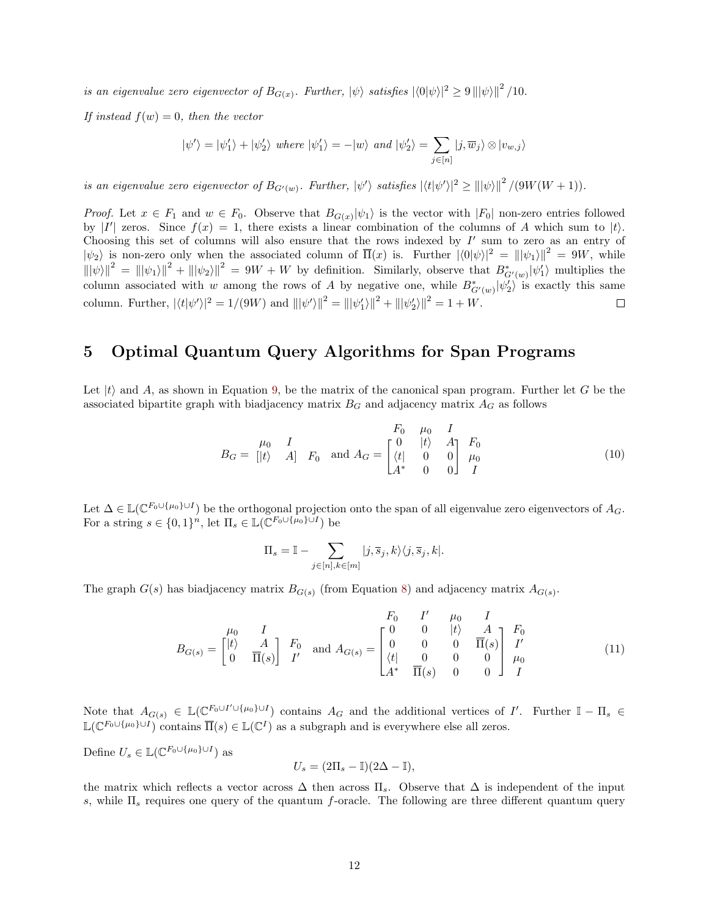*is an eigenvalue zero eigenvector of $B_{G(x)}$. Further, $|\psi\rangle$ satisfies $|\langle 0|\psi\rangle|^2 \geq 9\,\||\psi\rangle\|^2/10$.*

*If instead $f(w) = 0$, then the vector*

$$|\psi'\rangle = |\psi'_1\rangle + |\psi'_2\rangle \text{ where } |\psi'_1\rangle = -|w\rangle \text{ and } |\psi'_2\rangle = \sum_{j\in[n]} |j, \overline{w}_j\rangle \otimes |v_{w,j}\rangle$$

*is an eigenvalue zero eigenvector of $B_{G'(w)}$. Further, $|\psi'\rangle$ satisfies $|\langle t|\psi'\rangle|^2 \geq \||\psi\rangle\|^2/(9W(W+1))$.*

*Proof.* Let $x \in F_1$ and $w \in F_0$. Observe that $B_{G(x)}|\psi_1\rangle$ is the vector with $|F_0|$ non-zero entries followed by $|I'|$ zeros. Since $f(x) = 1$, there exists a linear combination of the columns of $A$ which sum to $|t\rangle$. Choosing this set of columns will also ensure that the rows indexed by $I'$ sum to zero as an entry of $|\psi_2\rangle$ is non-zero only when the associated column of $\overline{\Pi}(x)$ is. Further $|\langle 0|\psi\rangle|^2 = \||\psi_1\rangle\|^2 = 9W$, while $\||\psi\rangle\|^2 = \||\psi_1\rangle\|^2 + \||\psi_2\rangle\|^2 = 9W + W$ by definition. Similarly, observe that $B^*_{G'(w)}|\psi'_1\rangle$ multiplies the column associated with $w$ among the rows of $A$ by negative one, while $B^*_{G'(w)}|\psi'_2\rangle$ is exactly this same column. Further, $|\langle t|\psi'\rangle|^2 = 1/(9W)$ and $\||\psi'\rangle\|^2 = \||\psi'_1\rangle\|^2 + \||\psi'_2\rangle\|^2 = 1 + W$. $\square$

## 5 Optimal Quantum Query Algorithms for Span Programs

Let $|t\rangle$ and $A$, as shown in Equation 9, be the matrix of the canonical span program. Further let $G$ be the associated bipartite graph with biadjacency matrix $B_G$ and adjacency matrix $A_G$ as follows

$$B_G = \overset{\quad\mu_0 \quad\; I}{\left[|t\rangle \quad A\right]}\; F_0 \quad \text{and } A_G = \begin{array}{c} \begin{matrix} F_0 & \mu_0 & I \end{matrix} \\ \begin{bmatrix} 0 & |t\rangle & A \\ \langle t| & 0 & 0 \\ A^* & 0 & 0 \end{bmatrix} \end{array} \begin{matrix} F_0 \\ \mu_0 \\ I \end{matrix} \tag{10}$$

Let $\Delta \in \mathbb{L}(\mathbb{C}^{F_0\cup\{\mu_0\}\cup I})$ be the orthogonal projection onto the span of all eigenvalue zero eigenvectors of $A_G$. For a string $s \in \{0,1\}^n$, let $\Pi_s \in \mathbb{L}(\mathbb{C}^{F_0\cup\{\mu_0\}\cup I})$ be

$$\Pi_s = \mathbb{I} - \sum_{j\in[n],k\in[m]} |j, \overline{s}_j, k\rangle\langle j, \overline{s}_j, k|.$$

The graph $G(s)$ has biadjacency matrix $B_{G(s)}$ (from Equation 8) and adjacency matrix $A_{G(s)}$.

$$B_{G(s)} = \begin{array}{c} \begin{matrix} \mu_0 & I \end{matrix} \\ \begin{bmatrix} |t\rangle & A \\ 0 & \overline{\Pi}(s) \end{bmatrix} \end{array} \begin{matrix} F_0 \\ I' \end{matrix} \quad \text{and } A_{G(s)} = \begin{array}{c} \begin{matrix} F_0 & I' & \mu_0 & I \end{matrix} \\ \begin{bmatrix} 0 & 0 & |t\rangle & A \\ 0 & 0 & 0 & \overline{\Pi}(s) \\ \langle t| & 0 & 0 & 0 \\ A^* & \overline{\Pi}(s) & 0 & 0 \end{bmatrix} \end{array} \begin{matrix} F_0 \\ I' \\ \mu_0 \\ I \end{matrix} \tag{11}$$

Note that $A_{G(s)} \in \mathbb{L}(\mathbb{C}^{F_0\cup I'\cup\{\mu_0\}\cup I})$ contains $A_G$ and the additional vertices of $I'$. Further $\mathbb{I} - \Pi_s \in \mathbb{L}(\mathbb{C}^{F_0\cup\{\mu_0\}\cup I})$ contains $\overline{\Pi}(s) \in \mathbb{L}(\mathbb{C}^I)$ as a subgraph and is everywhere else all zeros.

Define $U_s \in \mathbb{L}(\mathbb{C}^{F_0\cup\{\mu_0\}\cup I})$ as

$$U_s = (2\Pi_s - \mathbb{I})(2\Delta - \mathbb{I}),$$

the matrix which reflects a vector across $\Delta$ then across $\Pi_s$. Observe that $\Delta$ is independent of the input $s$, while $\Pi_s$ requires one query of the quantum $f$-oracle. The following are three different quantum query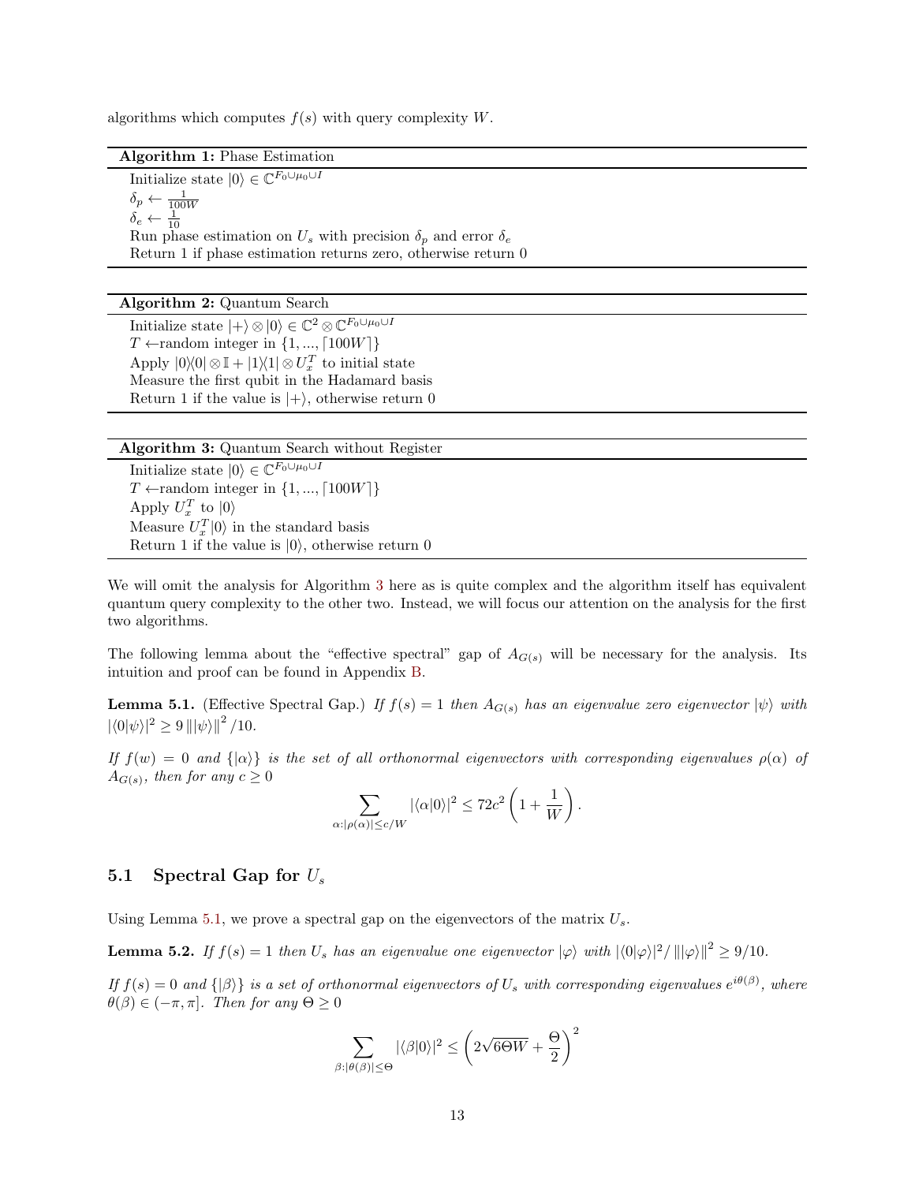algorithms which computes $f(s)$ with query complexity $W$.

---

**Algorithm 1:** Phase Estimation

---

Initialize state $|0\rangle \in \mathbb{C}^{F_0 \cup \mu_0 \cup I}$
$\delta_p \leftarrow \frac{1}{100W}$
$\delta_e \leftarrow \frac{1}{10}$
Run phase estimation on $U_s$ with precision $\delta_p$ and error $\delta_e$
Return 1 if phase estimation returns zero, otherwise return 0

---

---

**Algorithm 2:** Quantum Search

---

Initialize state $|+\rangle \otimes |0\rangle \in \mathbb{C}^2 \otimes \mathbb{C}^{F_0 \cup \mu_0 \cup I}$
$T \leftarrow$random integer in $\{1, ..., \lceil 100W \rceil\}$
Apply $|0\rangle\langle 0| \otimes \mathbb{I} + |1\rangle\langle 1| \otimes U_x^T$ to initial state
Measure the first qubit in the Hadamard basis
Return 1 if the value is $|+\rangle$, otherwise return 0

---

---

**Algorithm 3:** Quantum Search without Register

---

Initialize state $|0\rangle \in \mathbb{C}^{F_0 \cup \mu_0 \cup I}$
$T \leftarrow$random integer in $\{1, ..., \lceil 100W \rceil\}$
Apply $U_x^T$ to $|0\rangle$
Measure $U_x^T|0\rangle$ in the standard basis
Return 1 if the value is $|0\rangle$, otherwise return 0

---

We will omit the analysis for Algorithm 3 here as is quite complex and the algorithm itself has equivalent quantum query complexity to the other two. Instead, we will focus our attention on the analysis for the first two algorithms.

The following lemma about the "effective spectral" gap of $A_{G(s)}$ will be necessary for the analysis. Its intuition and proof can be found in Appendix B.

**Lemma 5.1.** (Effective Spectral Gap.) *If $f(s) = 1$ then $A_{G(s)}$ has an eigenvalue zero eigenvector $|\psi\rangle$ with $|\langle 0|\psi\rangle|^2 \geq 9 \left\| |\psi\rangle \right\|^2 /10$.*

*If $f(w) = 0$ and $\{|\alpha\rangle\}$ is the set of all orthonormal eigenvectors with corresponding eigenvalues $\rho(\alpha)$ of $A_{G(s)}$, then for any $c \geq 0$*

$$\sum_{\alpha : |\rho(\alpha)| \leq c/W} |\langle \alpha | 0\rangle|^2 \leq 72c^2 \left(1 + \frac{1}{W}\right).$$

## 5.1 Spectral Gap for $U_s$

Using Lemma 5.1, we prove a spectral gap on the eigenvectors of the matrix $U_s$.

**Lemma 5.2.** *If $f(s) = 1$ then $U_s$ has an eigenvalue one eigenvector $|\varphi\rangle$ with $|\langle 0|\varphi\rangle|^2 / \left\| |\varphi\rangle \right\|^2 \geq 9/10$.*

*If $f(s) = 0$ and $\{|\beta\rangle\}$ is a set of orthonormal eigenvectors of $U_s$ with corresponding eigenvalues $e^{i\theta(\beta)}$, where $\theta(\beta) \in (-\pi, \pi]$. Then for any $\Theta \geq 0$*

$$\sum_{\beta : |\theta(\beta)| \leq \Theta} |\langle \beta | 0\rangle|^2 \leq \left(2\sqrt{6\Theta W} + \frac{\Theta}{2}\right)^2$$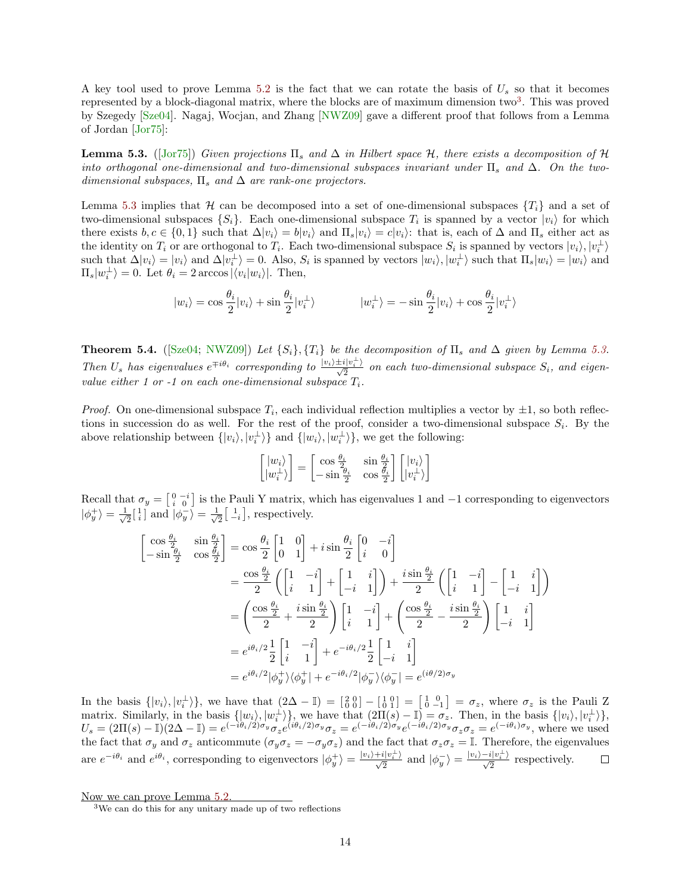A key tool used to prove Lemma 5.2 is the fact that we can rotate the basis of $U_s$ so that it becomes represented by a block-diagonal matrix, where the blocks are of maximum dimension two[3]. This was proved by Szegedy [Sze04]. Nagaj, Wocjan, and Zhang [NWZ09] gave a different proof that follows from a Lemma of Jordan [Jor75]:

**Lemma 5.3.** ([Jor75]) *Given projections $\Pi_s$ and $\Delta$ in Hilbert space $\mathcal{H}$, there exists a decomposition of $\mathcal{H}$ into orthogonal one-dimensional and two-dimensional subspaces invariant under $\Pi_s$ and $\Delta$. On the two-dimensional subspaces, $\Pi_s$ and $\Delta$ are rank-one projectors.*

Lemma 5.3 implies that $\mathcal{H}$ can be decomposed into a set of one-dimensional subspaces $\{T_i\}$ and a set of two-dimensional subspaces $\{S_i\}$. Each one-dimensional subspace $T_i$ is spanned by a vector $|v_i\rangle$ for which there exists $b, c \in \{0,1\}$ such that $\Delta|v_i\rangle = b|v_i\rangle$ and $\Pi_s|v_i\rangle = c|v_i\rangle$: that is, each of $\Delta$ and $\Pi_s$ either act as the identity on $T_i$ or are orthogonal to $T_i$. Each two-dimensional subspace $S_i$ is spanned by vectors $|v_i\rangle, |v_i^\perp\rangle$ such that $\Delta|v_i\rangle = |v_i\rangle$ and $\Delta|v_i^\perp\rangle = 0$. Also, $S_i$ is spanned by vectors $|w_i\rangle, |w_i^\perp\rangle$ such that $\Pi_s|w_i\rangle = |w_i\rangle$ and $\Pi_s|w_i^\perp\rangle = 0$. Let $\theta_i = 2\arccos|\langle v_i|w_i\rangle|$. Then,

$$|w_i\rangle = \cos\frac{\theta_i}{2}|v_i\rangle + \sin\frac{\theta_i}{2}|v_i^\perp\rangle \qquad\qquad |w_i^\perp\rangle = -\sin\frac{\theta_i}{2}|v_i\rangle + \cos\frac{\theta_i}{2}|v_i^\perp\rangle$$

**Theorem 5.4.** ([Sze04; NWZ09]) *Let $\{S_i\}, \{T_i\}$ be the decomposition of $\Pi_s$ and $\Delta$ given by Lemma 5.3. Then $U_s$ has eigenvalues $e^{\mp i\theta_i}$ corresponding to $\frac{|v_i\rangle \pm i|v_i^\perp\rangle}{\sqrt{2}}$ on each two-dimensional subspace $S_i$, and eigenvalue either 1 or -1 on each one-dimensional subspace $T_i$.*

*Proof.* On one-dimensional subspace $T_i$, each individual reflection multiplies a vector by $\pm 1$, so both reflections in succession do as well. For the rest of the proof, consider a two-dimensional subspace $S_i$. By the above relationship between $\{|v_i\rangle, |v_i^\perp\rangle\}$ and $\{|w_i\rangle, |w_i^\perp\rangle\}$, we get the following:

$$\begin{bmatrix} |w_i\rangle \\ |w_i^\perp\rangle \end{bmatrix} = \begin{bmatrix} \cos\frac{\theta_i}{2} & \sin\frac{\theta_i}{2} \\ -\sin\frac{\theta_i}{2} & \cos\frac{\theta_i}{2} \end{bmatrix} \begin{bmatrix} |v_i\rangle \\ |v_i^\perp\rangle \end{bmatrix}$$

Recall that $\sigma_y = \left[\begin{smallmatrix} 0 & -i \\ i & 0 \end{smallmatrix}\right]$ is the Pauli Y matrix, which has eigenvalues 1 and $-1$ corresponding to eigenvectors $|\phi_y^+\rangle = \frac{1}{\sqrt{2}}\left[\begin{smallmatrix} 1 \\ i \end{smallmatrix}\right]$ and $|\phi_y^-\rangle = \frac{1}{\sqrt{2}}\left[\begin{smallmatrix} 1 \\ -i \end{smallmatrix}\right]$, respectively.

$$\begin{aligned}
\begin{bmatrix} \cos\frac{\theta_i}{2} & \sin\frac{\theta_i}{2} \\ -\sin\frac{\theta_i}{2} & \cos\frac{\theta_i}{2} \end{bmatrix} &= \cos\frac{\theta_i}{2}\begin{bmatrix} 1 & 0 \\ 0 & 1 \end{bmatrix} + i\sin\frac{\theta_i}{2}\begin{bmatrix} 0 & -i \\ i & 0 \end{bmatrix} \\
&= \frac{\cos\frac{\theta_i}{2}}{2}\left(\begin{bmatrix} 1 & -i \\ i & 1 \end{bmatrix} + \begin{bmatrix} 1 & i \\ -i & 1 \end{bmatrix}\right) + \frac{i\sin\frac{\theta_i}{2}}{2}\left(\begin{bmatrix} 1 & -i \\ i & 1 \end{bmatrix} - \begin{bmatrix} 1 & i \\ -i & 1 \end{bmatrix}\right) \\
&= \left(\frac{\cos\frac{\theta_i}{2}}{2} + \frac{i\sin\frac{\theta_i}{2}}{2}\right)\begin{bmatrix} 1 & -i \\ i & 1 \end{bmatrix} + \left(\frac{\cos\frac{\theta_i}{2}}{2} - \frac{i\sin\frac{\theta_i}{2}}{2}\right)\begin{bmatrix} 1 & i \\ -i & 1 \end{bmatrix} \\
&= e^{i\theta_i/2}\frac{1}{2}\begin{bmatrix} 1 & -i \\ i & 1 \end{bmatrix} + e^{-i\theta_i/2}\frac{1}{2}\begin{bmatrix} 1 & i \\ -i & 1 \end{bmatrix} \\
&= e^{i\theta_i/2}|\phi_y^+\rangle\langle\phi_y^+| + e^{-i\theta_i/2}|\phi_y^-\rangle\langle\phi_y^-| = e^{(i\theta/2)\sigma_y}
\end{aligned}$$

In the basis $\{|v_i\rangle, |v_i^\perp\rangle\}$, we have that $(2\Delta - \mathbb{I}) = \left[\begin{smallmatrix} 2 & 0 \\ 0 & 0 \end{smallmatrix}\right] - \left[\begin{smallmatrix} 1 & 0 \\ 0 & 1 \end{smallmatrix}\right] = \left[\begin{smallmatrix} 1 & 0 \\ 0 & -1 \end{smallmatrix}\right] = \sigma_z$, where $\sigma_z$ is the Pauli Z matrix. Similarly, in the basis $\{|w_i\rangle, |w_i^\perp\rangle\}$, we have that $(2\Pi(s) - \mathbb{I}) = \sigma_z$. Then, in the basis $\{|v_i\rangle, |v_i^\perp\rangle\}$, $U_s = (2\Pi(s) - \mathbb{I})(2\Delta - \mathbb{I}) = e^{(-i\theta_i/2)\sigma_y}\sigma_z e^{(i\theta_i/2)\sigma_y}\sigma_z = e^{(-i\theta_i/2)\sigma_y}e^{(-i\theta_i/2)\sigma_y}\sigma_z\sigma_z = e^{(-i\theta_i)\sigma_y}$, where we used the fact that $\sigma_y$ and $\sigma_z$ anticommute ($\sigma_y\sigma_z = -\sigma_y\sigma_z$) and the fact that $\sigma_z\sigma_z = \mathbb{I}$. Therefore, the eigenvalues are $e^{-i\theta_i}$ and $e^{i\theta_i}$, corresponding to eigenvectors $|\phi_y^+\rangle = \frac{|v_i\rangle + i|v_i^\perp\rangle}{\sqrt{2}}$ and $|\phi_y^-\rangle = \frac{|v_i\rangle - i|v_i^\perp\rangle}{\sqrt{2}}$ respectively. $\square$

Now we can prove Lemma 5.2.

[3] We can do this for any unitary made up of two reflections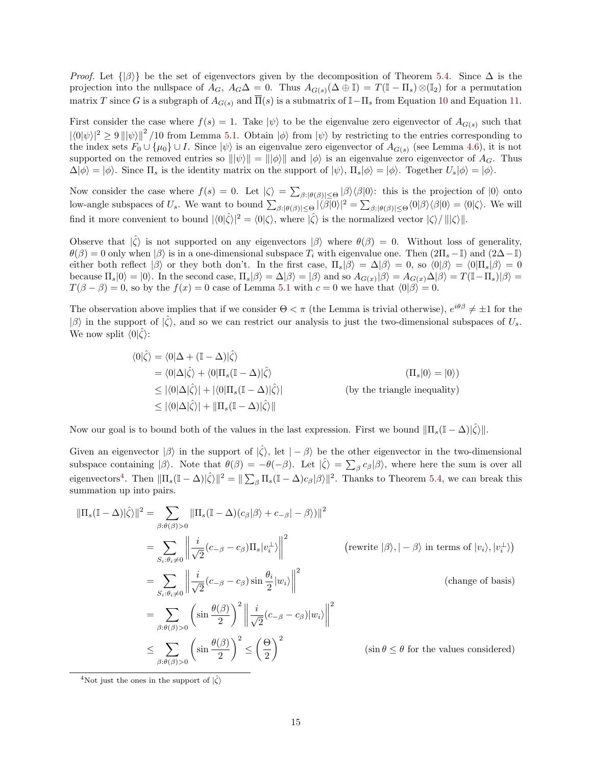*Proof.* Let $\{|\beta\rangle\}$ be the set of eigenvectors given by the decomposition of Theorem 5.4. Since $\Delta$ is the projection into the nullspace of $A_G$, $A_G\Delta = 0$. Thus $A_{G(s)}(\Delta \oplus \mathbb{I}) = T(\mathbb{I} - \Pi_s) \otimes (\mathbb{I}_2)$ for a permutation matrix $T$ since $G$ is a subgraph of $A_{G(s)}$ and $\overline{\Pi}(s)$ is a submatrix of $\mathbb{I} - \Pi_s$ from Equation 10 and Equation 11.

First consider the case where $f(s) = 1$. Take $|\psi\rangle$ to be the eigenvalue zero eigenvector of $A_{G(s)}$ such that $|\langle 0|\psi\rangle|^2 \geq 9 \, \||\psi\rangle\|^2 / 10$ from Lemma 5.1. Obtain $|\phi\rangle$ from $|\psi\rangle$ by restricting to the entries corresponding to the index sets $F_0 \cup \{\mu_0\} \cup I$. Since $|\psi\rangle$ is an eigenvalue zero eigenvector of $A_{G(s)}$ (see Lemma 4.6), it is not supported on the removed entries so $\||\psi\rangle\| = \||\phi\rangle\|$ and $|\phi\rangle$ is an eigenvalue zero eigenvector of $A_G$. Thus $\Delta|\phi\rangle = |\phi\rangle$. Since $\Pi_s$ is the identity matrix on the support of $|\psi\rangle$, $\Pi_s|\phi\rangle = |\phi\rangle$. Together $U_s|\phi\rangle = |\phi\rangle$.

Now consider the case where $f(s) = 0$. Let $|\zeta\rangle = \sum_{\beta:|\theta(\beta)|\leq\Theta} |\beta\rangle\langle\beta|0\rangle$: this is the projection of $|0\rangle$ onto low-angle subspaces of $U_s$. We want to bound $\sum_{\beta:|\theta(\beta)|\leq\Theta} |\langle\beta|0\rangle|^2 = \sum_{\beta:|\theta(\beta)|\leq\Theta} \langle 0|\beta\rangle\langle\beta|0\rangle = \langle 0|\zeta\rangle$. We will find it more convenient to bound $|\langle 0|\hat{\zeta}\rangle|^2 = \langle 0|\zeta\rangle$, where $|\hat{\zeta}\rangle$ is the normalized vector $|\zeta\rangle / \||\zeta\rangle\|$.

Observe that $|\hat{\zeta}\rangle$ is not supported on any eigenvectors $|\beta\rangle$ where $\theta(\beta) = 0$. Without loss of generality, $\theta(\beta) = 0$ only when $|\beta\rangle$ is in a one-dimensional subspace $T_i$ with eigenvalue one. Then $(2\Pi_s - \mathbb{I})$ and $(2\Delta - \mathbb{I})$ either both reflect $|\beta\rangle$ or they both don't. In the first case, $\Pi_s|\beta\rangle = \Delta|\beta\rangle = 0$, so $\langle 0|\beta\rangle = \langle 0|\Pi_s|\beta\rangle = 0$ because $\Pi_s|0\rangle = |0\rangle$. In the second case, $\Pi_s|\beta\rangle = \Delta|\beta\rangle = |\beta\rangle$ and so $A_{G(x)}|\beta\rangle = A_{G(x)}\Delta|\beta\rangle = T(\mathbb{I} - \Pi_s)|\beta\rangle = T(\beta - \beta) = 0$, so by the $f(x) = 0$ case of Lemma 5.1 with $c = 0$ we have that $\langle 0|\beta\rangle = 0$.

The observation above implies that if we consider $\Theta < \pi$ (the Lemma is trivial otherwise), $e^{i\theta\beta} \neq \pm 1$ for the $|\beta\rangle$ in the support of $|\hat{\zeta}\rangle$, and so we can restrict our analysis to just the two-dimensional subspaces of $U_s$. We now split $\langle 0|\hat{\zeta}\rangle$:

$$
\begin{aligned}
\langle 0|\hat{\zeta}\rangle &= \langle 0|\Delta + (\mathbb{I} - \Delta)|\hat{\zeta}\rangle \\
&= \langle 0|\Delta|\hat{\zeta}\rangle + \langle 0|\Pi_s(\mathbb{I} - \Delta)|\hat{\zeta}\rangle && (\Pi_s|0\rangle = |0\rangle) \\
&\leq |\langle 0|\Delta|\hat{\zeta}\rangle| + |\langle 0|\Pi_s(\mathbb{I} - \Delta)|\hat{\zeta}\rangle| && \text{(by the triangle inequality)} \\
&\leq |\langle 0|\Delta|\hat{\zeta}\rangle| + \|\Pi_s(\mathbb{I} - \Delta)|\hat{\zeta}\rangle\|
\end{aligned}
$$

Now our goal is to bound both of the values in the last expression. First we bound $\|\Pi_s(\mathbb{I} - \Delta)|\hat{\zeta}\rangle\|$.

Given an eigenvector $|\beta\rangle$ in the support of $|\hat{\zeta}\rangle$, let $|-\beta\rangle$ be the other eigenvector in the two-dimensional subspace containing $|\beta\rangle$. Note that $\theta(\beta) = -\theta(-\beta)$. Let $|\hat{\zeta}\rangle = \sum_\beta c_\beta|\beta\rangle$, where here the sum is over all eigenvectors[4]. Then $\|\Pi_s(\mathbb{I} - \Delta)|\hat{\zeta}\rangle\|^2 = \|\sum_\beta \Pi_s(\mathbb{I} - \Delta)c_\beta|\beta\rangle\|^2$. Thanks to Theorem 5.4, we can break this summation up into pairs.

$$
\begin{aligned}
\|\Pi_s(\mathbb{I} - \Delta)|\hat{\zeta}\rangle\|^2 &= \sum_{\beta:\theta(\beta)>0} \|\Pi_s(\mathbb{I} - \Delta)(c_\beta|\beta\rangle + c_{-\beta}|-\beta\rangle)\|^2 \\
&= \sum_{S_i:\theta_i \neq 0} \left\| \frac{i}{\sqrt{2}}(c_{-\beta} - c_\beta)\Pi_s|v_i^\perp\rangle \right\|^2 && \big(\text{rewrite } |\beta\rangle, |-\beta\rangle \text{ in terms of } |v_i\rangle, |v_i^\perp\rangle\big) \\
&= \sum_{S_i:\theta_i \neq 0} \left\| \frac{i}{\sqrt{2}}(c_{-\beta} - c_\beta)\sin\frac{\theta_i}{2}|w_i\rangle \right\|^2 && \text{(change of basis)} \\
&= \sum_{\beta:\theta(\beta)>0} \left(\sin\frac{\theta(\beta)}{2}\right)^2 \left\| \frac{i}{\sqrt{2}}(c_{-\beta} - c_\beta)|w_i\rangle \right\|^2 \\
&\leq \sum_{\beta:\theta(\beta)>0} \left(\sin\frac{\theta(\beta)}{2}\right)^2 \leq \left(\frac{\Theta}{2}\right)^2 && (\sin\theta \leq \theta \text{ for the values considered})
\end{aligned}
$$

[4] Not just the ones in the support of $|\hat{\zeta}\rangle$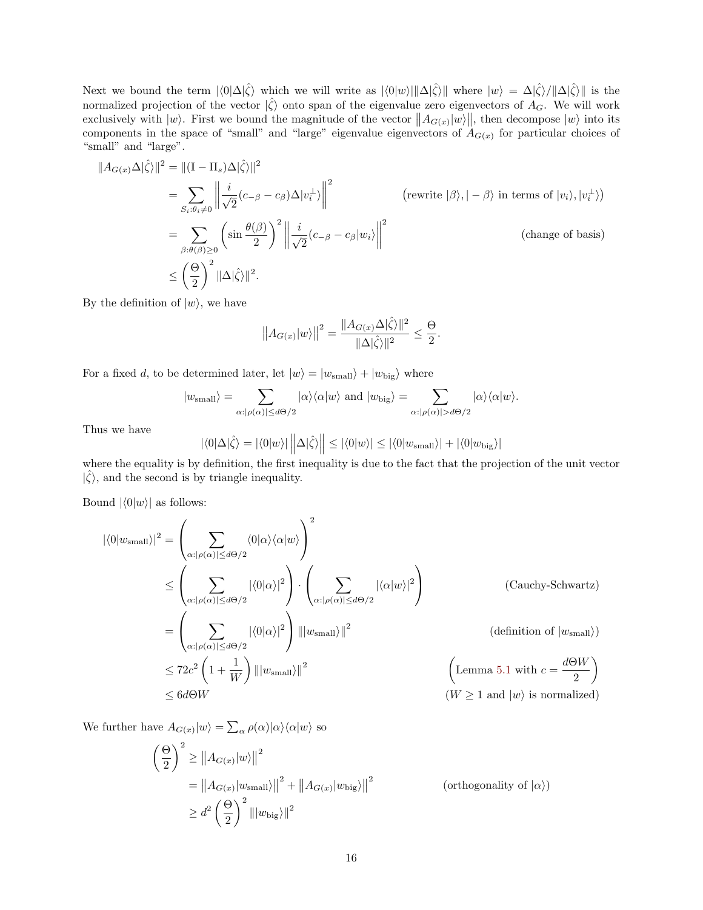Next we bound the term $|\langle 0|\Delta|\hat{\zeta}\rangle$ which we will write as $|\langle 0|w\rangle|\|\Delta|\hat{\zeta}\rangle\|$ where $|w\rangle = \Delta|\hat{\zeta}\rangle/\|\Delta|\hat{\zeta}\rangle\|$ is the normalized projection of the vector $|\hat{\zeta}\rangle$ onto span of the eigenvalue zero eigenvectors of $A_G$. We will work exclusively with $|w\rangle$. First we bound the magnitude of the vector $\|A_{G(x)}|w\rangle\|$, then decompose $|w\rangle$ into its components in the space of "small" and "large" eigenvalue eigenvectors of $A_{G(x)}$ for particular choices of "small" and "large".

$$
\begin{aligned}
\|A_{G(x)}\Delta|\hat{\zeta}\rangle\|^2 &= \|(\mathbb{I} - \Pi_s)\Delta|\hat{\zeta}\rangle\|^2 \\
&= \sum_{S_i:\theta_i \neq 0} \left\| \frac{i}{\sqrt{2}}(c_{-\beta} - c_\beta)\Delta|v_i^\perp\rangle \right\|^2 && \big(\text{rewrite } |\beta\rangle, |-\beta\rangle \text{ in terms of } |v_i\rangle, |v_i^\perp\rangle\big) \\
&= \sum_{\beta:\theta(\beta)\geq 0} \left(\sin\frac{\theta(\beta)}{2}\right)^2 \left\| \frac{i}{\sqrt{2}}(c_{-\beta} - c_\beta|w_i\rangle \right\|^2 && (\text{change of basis}) \\
&\leq \left(\frac{\Theta}{2}\right)^2 \|\Delta|\hat{\zeta}\rangle\|^2.
\end{aligned}
$$

By the definition of $|w\rangle$, we have

$$
\left\|A_{G(x)}|w\rangle\right\|^2 = \frac{\|A_{G(x)}\Delta|\hat{\zeta}\rangle\|^2}{\|\Delta|\hat{\zeta}\rangle\|^2} \leq \frac{\Theta}{2}.
$$

For a fixed $d$, to be determined later, let $|w\rangle = |w_{\text{small}}\rangle + |w_{\text{big}}\rangle$ where

$$
|w_{\text{small}}\rangle = \sum_{\alpha:|\rho(\alpha)|\leq d\Theta/2} |\alpha\rangle\langle\alpha|w\rangle \text{ and } |w_{\text{big}}\rangle = \sum_{\alpha:|\rho(\alpha)|> d\Theta/2} |\alpha\rangle\langle\alpha|w\rangle.
$$

Thus we have

$$
|\langle 0|\Delta|\hat{\zeta}\rangle = |\langle 0|w\rangle| \left\|\Delta|\hat{\zeta}\rangle\right\| \leq |\langle 0|w\rangle| \leq |\langle 0|w_{\text{small}}\rangle| + |\langle 0|w_{\text{big}}\rangle|
$$

where the equality is by definition, the first inequality is due to the fact that the projection of the unit vector $|\hat{\zeta}\rangle$, and the second is by triangle inequality.

Bound $|\langle 0|w\rangle|$ as follows:

$$
\begin{aligned}
|\langle 0|w_{\text{small}}\rangle|^2 &= \left(\sum_{\alpha:|\rho(\alpha)|\leq d\Theta/2} \langle 0|\alpha\rangle\langle\alpha|w\rangle\right)^2 \\
&\leq \left(\sum_{\alpha:|\rho(\alpha)|\leq d\Theta/2} |\langle 0|\alpha\rangle|^2\right) \cdot \left(\sum_{\alpha:|\rho(\alpha)|\leq d\Theta/2} |\langle\alpha|w\rangle|^2\right) && (\text{Cauchy-Schwartz}) \\
&= \left(\sum_{\alpha:|\rho(\alpha)|\leq d\Theta/2} |\langle 0|\alpha\rangle|^2\right) \||w_{\text{small}}\rangle\|^2 && (\text{definition of } |w_{\text{small}}\rangle) \\
&\leq 72c^2\left(1 + \frac{1}{W}\right)\||w_{\text{small}}\rangle\|^2 && \left(\text{Lemma 5.1 with } c = \frac{d\Theta W}{2}\right) \\
&\leq 6d\Theta W && (W \geq 1 \text{ and } |w\rangle \text{ is normalized})
\end{aligned}
$$

We further have $A_{G(x)}|w\rangle = \sum_\alpha \rho(\alpha)|\alpha\rangle\langle\alpha|w\rangle$ so

$$
\begin{aligned}
\left(\frac{\Theta}{2}\right)^2 &\geq \left\|A_{G(x)}|w\rangle\right\|^2 \\
&= \left\|A_{G(x)}|w_{\text{small}}\rangle\right\|^2 + \left\|A_{G(x)}|w_{\text{big}}\rangle\right\|^2 && (\text{orthogonality of } |\alpha\rangle) \\
&\geq d^2\left(\frac{\Theta}{2}\right)^2 \||w_{\text{big}}\rangle\|^2
\end{aligned}
$$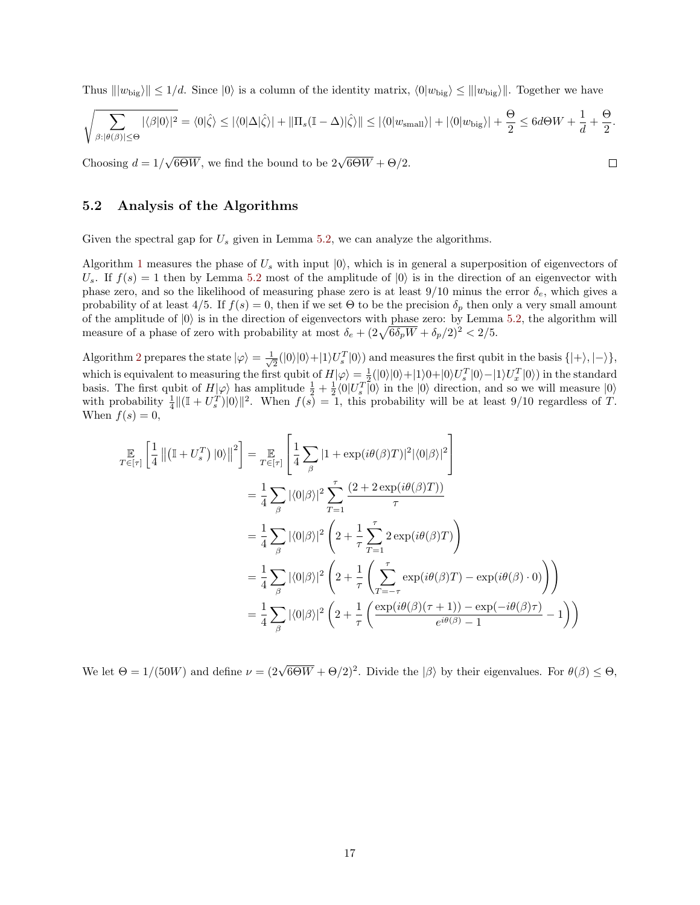Thus $\||w_{\text{big}}\rangle\| \leq 1/d$. Since $|0\rangle$ is a column of the identity matrix, $\langle 0|w_{\text{big}}\rangle \leq \||w_{\text{big}}\rangle\|$. Together we have

$$\sqrt{\sum_{\beta:|\theta(\beta)|\leq\Theta} |\langle\beta|0\rangle|^2} = \langle 0|\hat{\zeta}\rangle \leq |\langle 0|\Delta|\hat{\zeta}\rangle| + \|\Pi_s(\mathbb{I}-\Delta)|\hat{\zeta}\rangle\| \leq |\langle 0|w_{\text{small}}\rangle| + |\langle 0|w_{\text{big}}\rangle| + \frac{\Theta}{2} \leq 6d\Theta W + \frac{1}{d} + \frac{\Theta}{2}.$$

Choosing $d = 1/\sqrt{6\Theta W}$, we find the bound to be $2\sqrt{6\Theta W} + \Theta/2$. □

## 5.2 Analysis of the Algorithms

Given the spectral gap for $U_s$ given in Lemma 5.2, we can analyze the algorithms.

Algorithm 1 measures the phase of $U_s$ with input $|0\rangle$, which is in general a superposition of eigenvectors of $U_s$. If $f(s) = 1$ then by Lemma 5.2 most of the amplitude of $|0\rangle$ is in the direction of an eigenvector with phase zero, and so the likelihood of measuring phase zero is at least 9/10 minus the error $\delta_e$, which gives a probability of at least 4/5. If $f(s) = 0$, then if we set $\Theta$ to be the precision $\delta_p$ then only a very small amount of the amplitude of $|0\rangle$ is in the direction of eigenvectors with phase zero: by Lemma 5.2, the algorithm will measure of a phase of zero with probability at most $\delta_e + (2\sqrt{6\delta_p W} + \delta_p/2)^2 < 2/5$.

Algorithm 2 prepares the state $|\varphi\rangle = \frac{1}{\sqrt{2}}(|0\rangle|0\rangle + |1\rangle U_s^T|0\rangle)$ and measures the first qubit in the basis $\{|+\rangle, |-\rangle\}$, which is equivalent to measuring the first qubit of $H|\varphi\rangle = \frac{1}{2}(|0\rangle|0\rangle + |1\rangle 0 + |0\rangle U_s^T|0\rangle - |1\rangle U_x^T|0\rangle)$ in the standard basis. The first qubit of $H|\varphi\rangle$ has amplitude $\frac{1}{2} + \frac{1}{2}\langle 0|U_s^T|0\rangle$ in the $|0\rangle$ direction, and so we will measure $|0\rangle$ with probability $\frac{1}{4}\|(\mathbb{I} + U_s^T)|0\rangle\|^2$. When $f(s) = 1$, this probability will be at least 9/10 regardless of $T$. When $f(s) = 0$,

$$\begin{aligned}
\mathop{\mathbb{E}}_{T\in[\tau]}\left[\frac{1}{4}\left\|\left(\mathbb{I} + U_s^T\right)|0\rangle\right\|^2\right] &= \mathop{\mathbb{E}}_{T\in[\tau]}\left[\frac{1}{4}\sum_\beta |1 + \exp(i\theta(\beta)T)|^2 |\langle 0|\beta\rangle|^2\right] \\
&= \frac{1}{4}\sum_\beta |\langle 0|\beta\rangle|^2 \sum_{T=1}^{\tau} \frac{(2 + 2\exp(i\theta(\beta)T))}{\tau} \\
&= \frac{1}{4}\sum_\beta |\langle 0|\beta\rangle|^2 \left(2 + \frac{1}{\tau}\sum_{T=1}^{\tau} 2\exp(i\theta(\beta)T)\right) \\
&= \frac{1}{4}\sum_\beta |\langle 0|\beta\rangle|^2 \left(2 + \frac{1}{\tau}\left(\sum_{T=-\tau}^{\tau} \exp(i\theta(\beta)T) - \exp(i\theta(\beta)\cdot 0)\right)\right) \\
&= \frac{1}{4}\sum_\beta |\langle 0|\beta\rangle|^2 \left(2 + \frac{1}{\tau}\left(\frac{\exp(i\theta(\beta)(\tau+1)) - \exp(-i\theta(\beta)\tau)}{e^{i\theta(\beta)} - 1} - 1\right)\right)
\end{aligned}$$

We let $\Theta = 1/(50W)$ and define $\nu = (2\sqrt{6\Theta W} + \Theta/2)^2$. Divide the $|\beta\rangle$ by their eigenvalues. For $\theta(\beta) \leq \Theta$,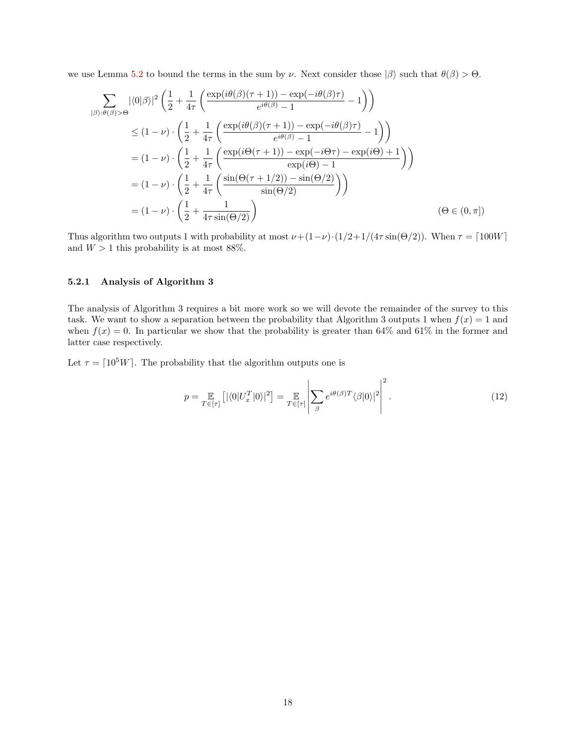we use Lemma 5.2 to bound the terms in the sum by $\nu$. Next consider those $|\beta\rangle$ such that $\theta(\beta) > \Theta$.

$$
\begin{aligned}
\sum_{|\beta\rangle:\theta(\beta)>\Theta} |\langle 0|\beta\rangle|^2 & \left(\frac{1}{2} + \frac{1}{4\tau}\left(\frac{\exp(i\theta(\beta)(\tau+1)) - \exp(-i\theta(\beta)\tau)}{e^{i\theta(\beta)} - 1} - 1\right)\right) \\
&\leq (1-\nu)\cdot\left(\frac{1}{2} + \frac{1}{4\tau}\left(\frac{\exp(i\theta(\beta)(\tau+1)) - \exp(-i\theta(\beta)\tau)}{e^{i\theta(\beta)} - 1} - 1\right)\right) \\
&= (1-\nu)\cdot\left(\frac{1}{2} + \frac{1}{4\tau}\left(\frac{\exp(i\Theta(\tau+1)) - \exp(-i\Theta\tau) - \exp(i\Theta) + 1}{\exp(i\Theta) - 1}\right)\right) \\
&= (1-\nu)\cdot\left(\frac{1}{2} + \frac{1}{4\tau}\left(\frac{\sin(\Theta(\tau+1/2)) - \sin(\Theta/2)}{\sin(\Theta/2)}\right)\right) \\
&= (1-\nu)\cdot\left(\frac{1}{2} + \frac{1}{4\tau\sin(\Theta/2)}\right) \qquad (\Theta \in (0,\pi])
\end{aligned}
$$

Thus algorithm two outputs 1 with probability at most $\nu + (1-\nu)\cdot(1/2 + 1/(4\tau\sin(\Theta/2)))$. When $\tau = \lceil 100W \rceil$ and $W > 1$ this probability is at most 88%.

### 5.2.1 Analysis of Algorithm 3

The analysis of Algorithm 3 requires a bit more work so we will devote the remainder of the survey to this task. We want to show a separation between the probability that Algorithm 3 outputs 1 when $f(x) = 1$ and when $f(x) = 0$. In particular we show that the probability is greater than 64% and 61% in the former and latter case respectively.

Let $\tau = \lceil 10^5 W \rceil$. The probability that the algorithm outputs one is

$$
p = \mathop{\mathbb{E}}_{T\in[\tau]}\left[|\langle 0|U_x^T|0\rangle|^2\right] = \mathop{\mathbb{E}}_{T\in[\tau]}\left|\sum_{\beta} e^{i\theta(\beta)T}\langle\beta|0\rangle|^2\right|^2. \tag{12}
$$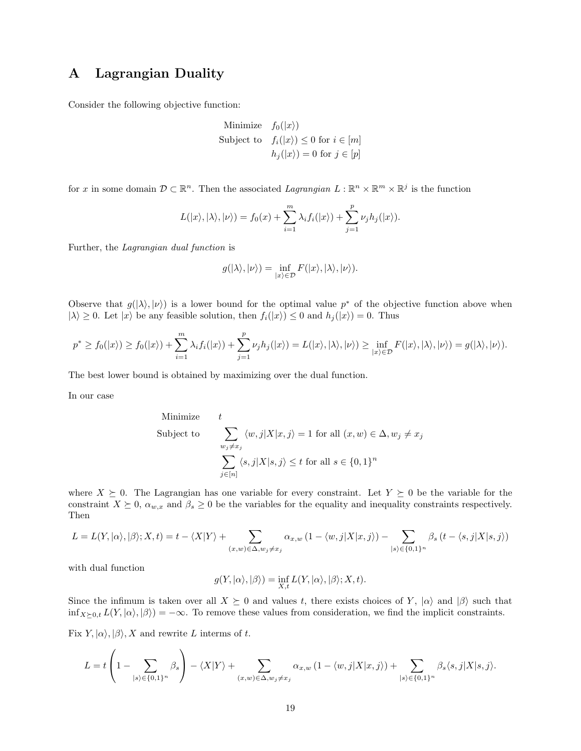# A Lagrangian Duality

Consider the following objective function:

$$
\begin{aligned}
\text{Minimize} \quad & f_0(|x\rangle) \\
\text{Subject to} \quad & f_i(|x\rangle) \leq 0 \text{ for } i \in [m] \\
& h_j(|x\rangle) = 0 \text{ for } j \in [p]
\end{aligned}
$$

for $x$ in some domain $\mathcal{D} \subset \mathbb{R}^n$. Then the associated *Lagrangian* $L : \mathbb{R}^n \times \mathbb{R}^m \times \mathbb{R}^j$ is the function

$$
L(|x\rangle, |\lambda\rangle, |\nu\rangle) = f_0(x) + \sum_{i=1}^{m} \lambda_i f_i(|x\rangle) + \sum_{j=1}^{p} \nu_j h_j(|x\rangle).
$$

Further, the *Lagrangian dual function* is

$$
g(|\lambda\rangle, |\nu\rangle) = \inf_{|x\rangle \in \mathcal{D}} F(|x\rangle, |\lambda\rangle, |\nu\rangle).
$$

Observe that $g(|\lambda\rangle, |\nu\rangle)$ is a lower bound for the optimal value $p^*$ of the objective function above when $|\lambda\rangle \geq 0$. Let $|x\rangle$ be any feasible solution, then $f_i(|x\rangle) \leq 0$ and $h_j(|x\rangle) = 0$. Thus

$$
p^* \geq f_0(|x\rangle) \geq f_0(|x\rangle) + \sum_{i=1}^{m} \lambda_i f_i(|x\rangle) + \sum_{j=1}^{p} \nu_j h_j(|x\rangle) = L(|x\rangle, |\lambda\rangle, |\nu\rangle) \geq \inf_{|x\rangle \in \mathcal{D}} F(|x\rangle, |\lambda\rangle, |\nu\rangle) = g(|\lambda\rangle, |\nu\rangle).
$$

The best lower bound is obtained by maximizing over the dual function.

In our case

$$
\begin{aligned}
\text{Minimize} \quad & t \\
\text{Subject to} \quad & \sum_{w_j \neq x_j} \langle w, j|X|x, j\rangle = 1 \text{ for all } (x, w) \in \Delta, w_j \neq x_j \\
& \sum_{j \in [n]} \langle s, j|X|s, j\rangle \leq t \text{ for all } s \in \{0,1\}^n
\end{aligned}
$$

where $X \succeq 0$. The Lagrangian has one variable for every constraint. Let $Y \succeq 0$ be the variable for the constraint $X \succeq 0$, $\alpha_{w,x}$ and $\beta_s \geq 0$ be the variables for the equality and inequality constraints respectively. Then

$$
L = L(Y, |\alpha\rangle, |\beta\rangle; X, t) = t - \langle X|Y\rangle + \sum_{(x,w) \in \Delta, w_j \neq x_j} \alpha_{x,w} \left(1 - \langle w, j|X|x, j\rangle\right) - \sum_{|s\rangle \in \{0,1\}^n} \beta_s \left(t - \langle s, j|X|s, j\rangle\right)
$$

with dual function

$$
g(Y, |\alpha\rangle, |\beta\rangle) = \inf_{X,t} L(Y, |\alpha\rangle, |\beta\rangle; X, t).
$$

Since the infimum is taken over all $X \succeq 0$ and values $t$, there exists choices of $Y$, $|\alpha\rangle$ and $|\beta\rangle$ such that $\inf_{X \succeq 0, t} L(Y, |\alpha\rangle, |\beta\rangle) = -\infty$. To remove these values from consideration, we find the implicit constraints.

Fix $Y, |\alpha\rangle, |\beta\rangle, X$ and rewrite $L$ interms of $t$.

$$
L = t\left(1 - \sum_{|s\rangle \in \{0,1\}^n} \beta_s\right) - \langle X|Y\rangle + \sum_{(x,w) \in \Delta, w_j \neq x_j} \alpha_{x,w} \left(1 - \langle w, j|X|x, j\rangle\right) + \sum_{|s\rangle \in \{0,1\}^n} \beta_s \langle s, j|X|s, j\rangle.
$$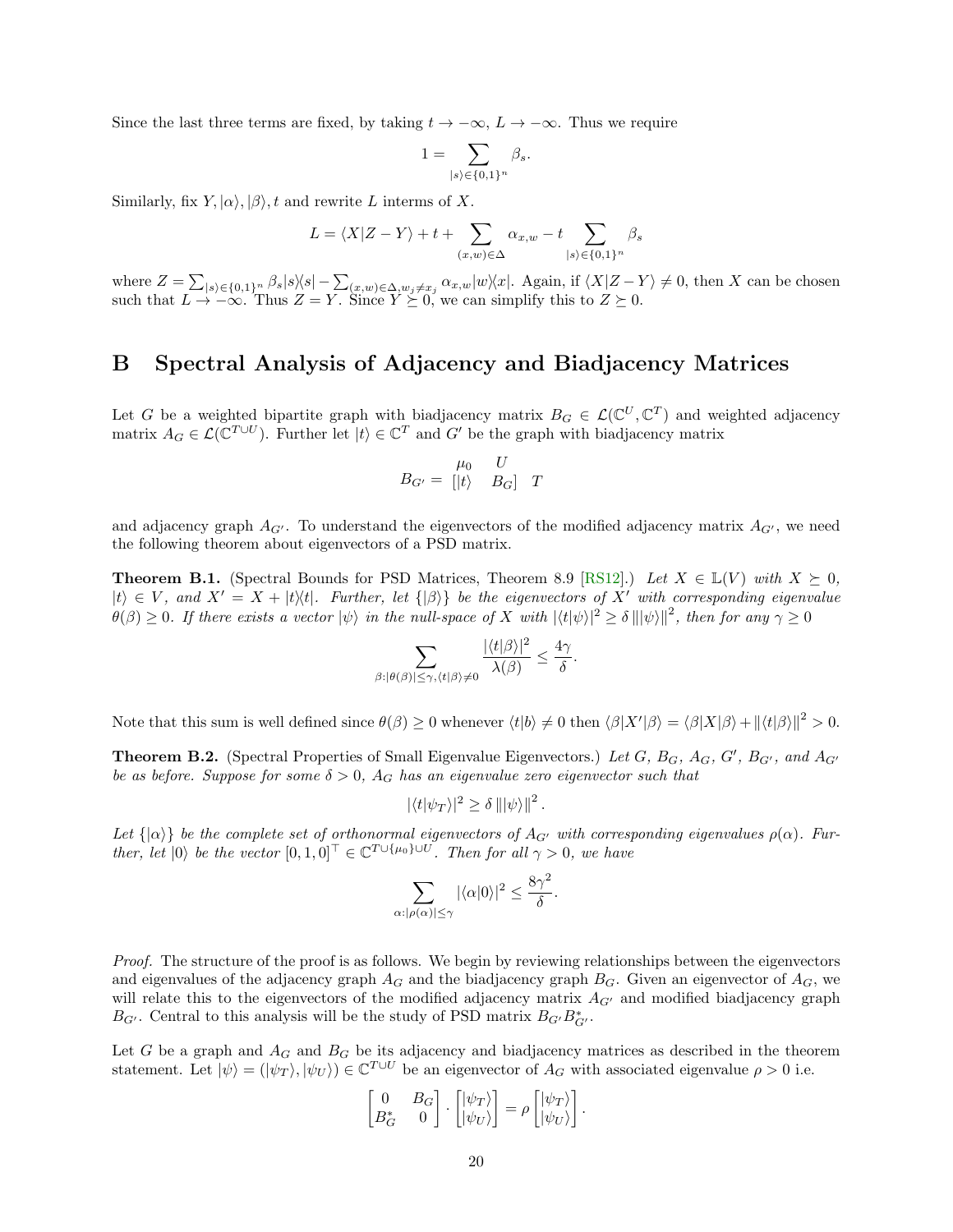Since the last three terms are fixed, by taking $t \to -\infty$, $L \to -\infty$. Thus we require

$$1 = \sum_{|s\rangle \in \{0,1\}^n} \beta_s.$$

Similarly, fix $Y, |\alpha\rangle, |\beta\rangle, t$ and rewrite $L$ interms of $X$.

$$L = \langle X | Z - Y \rangle + t + \sum_{(x,w)\in\Delta} \alpha_{x,w} - t \sum_{|s\rangle \in \{0,1\}^n} \beta_s$$

where $Z = \sum_{|s\rangle\in\{0,1\}^n} \beta_s |s\rangle\langle s| - \sum_{(x,w)\in\Delta, w_j \neq x_j} \alpha_{x,w} |w\rangle\langle x|$. Again, if $\langle X|Z - Y\rangle \neq 0$, then $X$ can be chosen such that $L \to -\infty$. Thus $Z = Y$. Since $Y \succeq 0$, we can simplify this to $Z \succeq 0$.

# B Spectral Analysis of Adjacency and Biadjacency Matrices

Let $G$ be a weighted bipartite graph with biadjacency matrix $B_G \in \mathcal{L}(\mathbb{C}^U, \mathbb{C}^T)$ and weighted adjacency matrix $A_G \in \mathcal{L}(\mathbb{C}^{T\cup U})$. Further let $|t\rangle \in \mathbb{C}^T$ and $G'$ be the graph with biadjacency matrix

$$B_{G'} = \begin{array}{cc} \mu_0 & U \\ \left[|t\rangle \right. & \left. B_G\right] \end{array} \; T$$

and adjacency graph $A_{G'}$. To understand the eigenvectors of the modified adjacency matrix $A_{G'}$, we need the following theorem about eigenvectors of a PSD matrix.

**Theorem B.1.** (Spectral Bounds for PSD Matrices, Theorem 8.9 [RS12].) *Let $X \in \mathbb{L}(V)$ with $X \succeq 0$, $|t\rangle \in V$, and $X' = X + |t\rangle\langle t|$. Further, let $\{|\beta\rangle\}$ be the eigenvectors of $X'$ with corresponding eigenvalue $\theta(\beta) \geq 0$. If there exists a vector $|\psi\rangle$ in the null-space of $X$ with $|\langle t|\psi\rangle|^2 \geq \delta \, \||\psi\rangle\|^2$, then for any $\gamma \geq 0$*

$$\sum_{\beta : |\theta(\beta)| \leq \gamma, \langle t|\beta\rangle \neq 0} \frac{|\langle t|\beta\rangle|^2}{\lambda(\beta)} \leq \frac{4\gamma}{\delta}.$$

Note that this sum is well defined since $\theta(\beta) \geq 0$ whenever $\langle t|b\rangle \neq 0$ then $\langle \beta|X'|\beta\rangle = \langle \beta|X|\beta\rangle + \|\langle t|\beta\rangle\|^2 > 0$.

**Theorem B.2.** (Spectral Properties of Small Eigenvalue Eigenvectors.) *Let $G$, $B_G$, $A_G$, $G'$, $B_{G'}$, and $A_{G'}$ be as before. Suppose for some $\delta > 0$, $A_G$ has an eigenvalue zero eigenvector such that*

$$|\langle t|\psi_T\rangle|^2 \geq \delta \, \||\psi\rangle\|^2 .$$

*Let $\{|\alpha\rangle\}$ be the complete set of orthonormal eigenvectors of $A_{G'}$ with corresponding eigenvalues $\rho(\alpha)$. Further, let $|0\rangle$ be the vector $[0, 1, 0]^\top \in \mathbb{C}^{T\cup\{\mu_0\}\cup U}$. Then for all $\gamma > 0$, we have*

$$\sum_{\alpha : |\rho(\alpha)| \leq \gamma} |\langle \alpha|0\rangle|^2 \leq \frac{8\gamma^2}{\delta}.$$

*Proof.* The structure of the proof is as follows. We begin by reviewing relationships between the eigenvectors and eigenvalues of the adjacency graph $A_G$ and the biadjacency graph $B_G$. Given an eigenvector of $A_G$, we will relate this to the eigenvectors of the modified adjacency matrix $A_{G'}$ and modified biadjacency graph $B_{G'}$. Central to this analysis will be the study of PSD matrix $B_{G'} B_{G'}^*$.

Let $G$ be a graph and $A_G$ and $B_G$ be its adjacency and biadjacency matrices as described in the theorem statement. Let $|\psi\rangle = (|\psi_T\rangle, |\psi_U\rangle) \in \mathbb{C}^{T\cup U}$ be an eigenvector of $A_G$ with associated eigenvalue $\rho > 0$ i.e.

$$\begin{bmatrix} 0 & B_G \\ B_G^* & 0 \end{bmatrix} \cdot \begin{bmatrix} |\psi_T\rangle \\ |\psi_U\rangle \end{bmatrix} = \rho \begin{bmatrix} |\psi_T\rangle \\ |\psi_U\rangle \end{bmatrix}.$$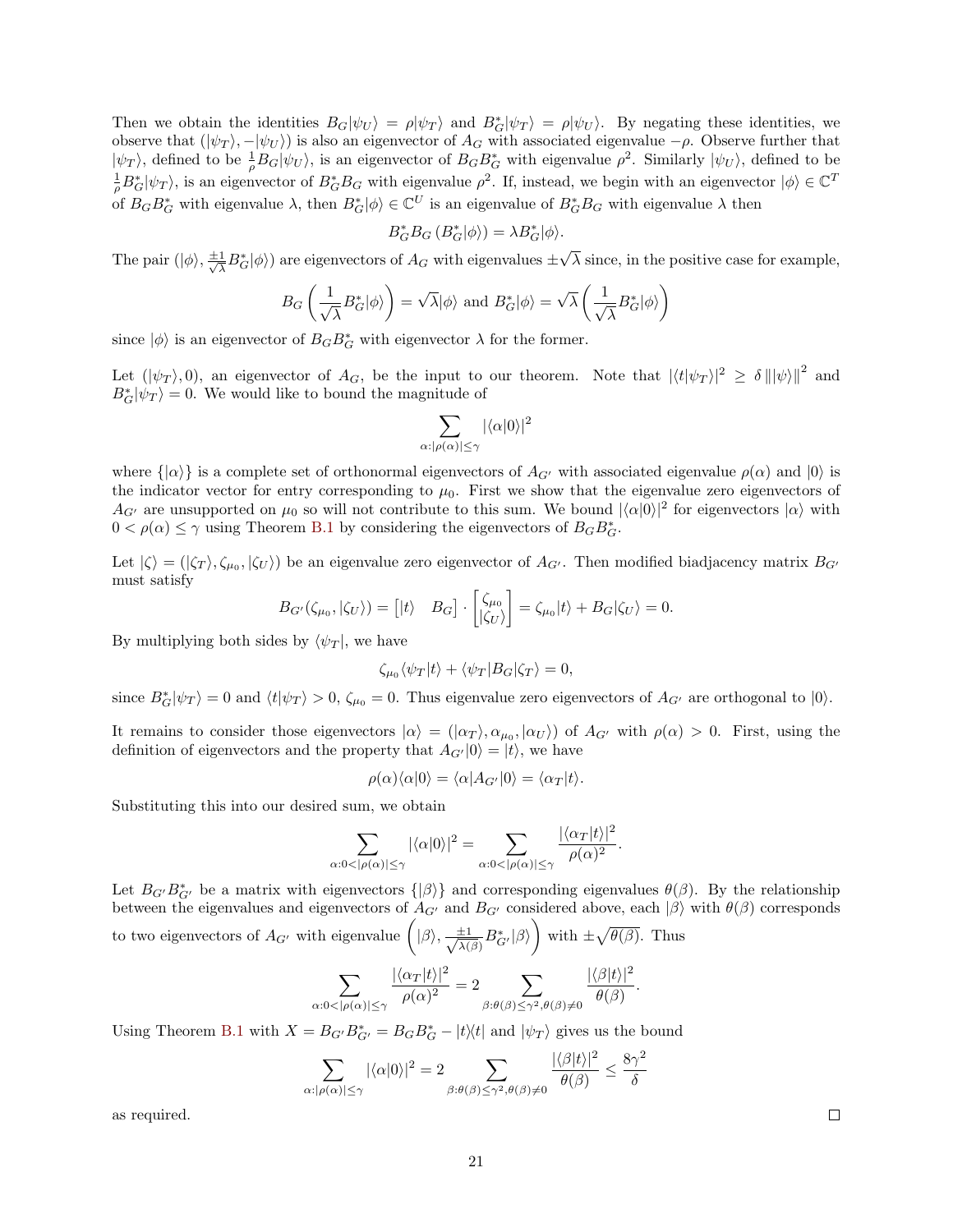Then we obtain the identities $B_G|\psi_U\rangle = \rho|\psi_T\rangle$ and $B_G^*|\psi_T\rangle = \rho|\psi_U\rangle$. By negating these identities, we observe that $(|\psi_T\rangle, -|\psi_U\rangle)$ is also an eigenvector of $A_G$ with associated eigenvalue $-\rho$. Observe further that $|\psi_T\rangle$, defined to be $\frac{1}{\rho}B_G|\psi_U\rangle$, is an eigenvector of $B_G B_G^*$ with eigenvalue $\rho^2$. Similarly $|\psi_U\rangle$, defined to be $\frac{1}{\rho}B_G^*|\psi_T\rangle$, is an eigenvector of $B_G^* B_G$ with eigenvalue $\rho^2$. If, instead, we begin with an eigenvector $|\phi\rangle \in \mathbb{C}^T$ of $B_G B_G^*$ with eigenvalue $\lambda$, then $B_G^*|\phi\rangle \in \mathbb{C}^U$ is an eigenvalue of $B_G^* B_G$ with eigenvalue $\lambda$ then

$$B_G^* B_G \left(B_G^*|\phi\rangle\right) = \lambda B_G^*|\phi\rangle.$$

The pair $(|\phi\rangle, \frac{\pm 1}{\sqrt{\lambda}}B_G^*|\phi\rangle)$ are eigenvectors of $A_G$ with eigenvalues $\pm\sqrt{\lambda}$ since, in the positive case for example,

$$B_G\left(\frac{1}{\sqrt{\lambda}}B_G^*|\phi\rangle\right) = \sqrt{\lambda}|\phi\rangle \text{ and } B_G^*|\phi\rangle = \sqrt{\lambda}\left(\frac{1}{\sqrt{\lambda}}B_G^*|\phi\rangle\right)$$

since $|\phi\rangle$ is an eigenvector of $B_G B_G^*$ with eigenvector $\lambda$ for the former.

Let $(|\psi_T\rangle, 0)$, an eigenvector of $A_G$, be the input to our theorem. Note that $|\langle t|\psi_T\rangle|^2 \geq \delta \left\||\psi\rangle\right\|^2$ and $B_G^*|\psi_T\rangle = 0$. We would like to bound the magnitude of

$$\sum_{\alpha:|\rho(\alpha)|\leq\gamma} |\langle\alpha|0\rangle|^2$$

where $\{|\alpha\rangle\}$ is a complete set of orthonormal eigenvectors of $A_{G'}$ with associated eigenvalue $\rho(\alpha)$ and $|0\rangle$ is the indicator vector for entry corresponding to $\mu_0$. First we show that the eigenvalue zero eigenvectors of $A_{G'}$ are unsupported on $\mu_0$ so will not contribute to this sum. We bound $|\langle\alpha|0\rangle|^2$ for eigenvectors $|\alpha\rangle$ with $0 < \rho(\alpha) \leq \gamma$ using Theorem B.1 by considering the eigenvectors of $B_G B_G^*$.

Let $|\zeta\rangle = (|\zeta_T\rangle, \zeta_{\mu_0}, |\zeta_U\rangle)$ be an eigenvalue zero eigenvector of $A_{G'}$. Then modified biadjacency matrix $B_{G'}$ must satisfy

$$B_{G'}(\zeta_{\mu_0}, |\zeta_U\rangle) = \begin{bmatrix}|t\rangle & B_G\end{bmatrix} \cdot \begin{bmatrix}\zeta_{\mu_0} \\ |\zeta_U\rangle\end{bmatrix} = \zeta_{\mu_0}|t\rangle + B_G|\zeta_U\rangle = 0.$$

By multiplying both sides by $\langle\psi_T|$, we have

$$\zeta_{\mu_0}\langle\psi_T|t\rangle + \langle\psi_T|B_G|\zeta_T\rangle = 0,$$

since $B_G^*|\psi_T\rangle = 0$ and $\langle t|\psi_T\rangle > 0$, $\zeta_{\mu_0} = 0$. Thus eigenvalue zero eigenvectors of $A_{G'}$ are orthogonal to $|0\rangle$.

It remains to consider those eigenvectors $|\alpha\rangle = (|\alpha_T\rangle, \alpha_{\mu_0}, |\alpha_U\rangle)$ of $A_{G'}$ with $\rho(\alpha) > 0$. First, using the definition of eigenvectors and the property that $A_{G'}|0\rangle = |t\rangle$, we have

$$\rho(\alpha)\langle\alpha|0\rangle = \langle\alpha|A_{G'}|0\rangle = \langle\alpha_T|t\rangle.$$

Substituting this into our desired sum, we obtain

$$\sum_{\alpha:0<|\rho(\alpha)|\leq\gamma} |\langle\alpha|0\rangle|^2 = \sum_{\alpha:0<|\rho(\alpha)|\leq\gamma} \frac{|\langle\alpha_T|t\rangle|^2}{\rho(\alpha)^2}.$$

Let $B_{G'}B_{G'}^*$ be a matrix with eigenvectors $\{|\beta\rangle\}$ and corresponding eigenvalues $\theta(\beta)$. By the relationship between the eigenvalues and eigenvectors of $A_{G'}$ and $B_{G'}$ considered above, each $|\beta\rangle$ with $\theta(\beta)$ corresponds to two eigenvectors of $A_{G'}$ with eigenvalue $\left(|\beta\rangle, \frac{\pm 1}{\sqrt{\lambda(\beta)}}B_{G'}^*|\beta\rangle\right)$ with $\pm\sqrt{\theta(\beta)}$. Thus

$$\sum_{\alpha:0<|\rho(\alpha)|\leq\gamma} \frac{|\langle\alpha_T|t\rangle|^2}{\rho(\alpha)^2} = 2\sum_{\beta:\theta(\beta)\leq\gamma^2,\theta(\beta)\neq 0} \frac{|\langle\beta|t\rangle|^2}{\theta(\beta)}.$$

Using Theorem B.1 with $X = B_{G'}B_{G'}^* = B_G B_G^* - |t\rangle\langle t|$ and $|\psi_T\rangle$ gives us the bound

$$\sum_{\alpha:|\rho(\alpha)|\leq\gamma} |\langle\alpha|0\rangle|^2 = 2\sum_{\beta:\theta(\beta)\leq\gamma^2,\theta(\beta)\neq 0} \frac{|\langle\beta|t\rangle|^2}{\theta(\beta)} \leq \frac{8\gamma^2}{\delta}$$

as required. □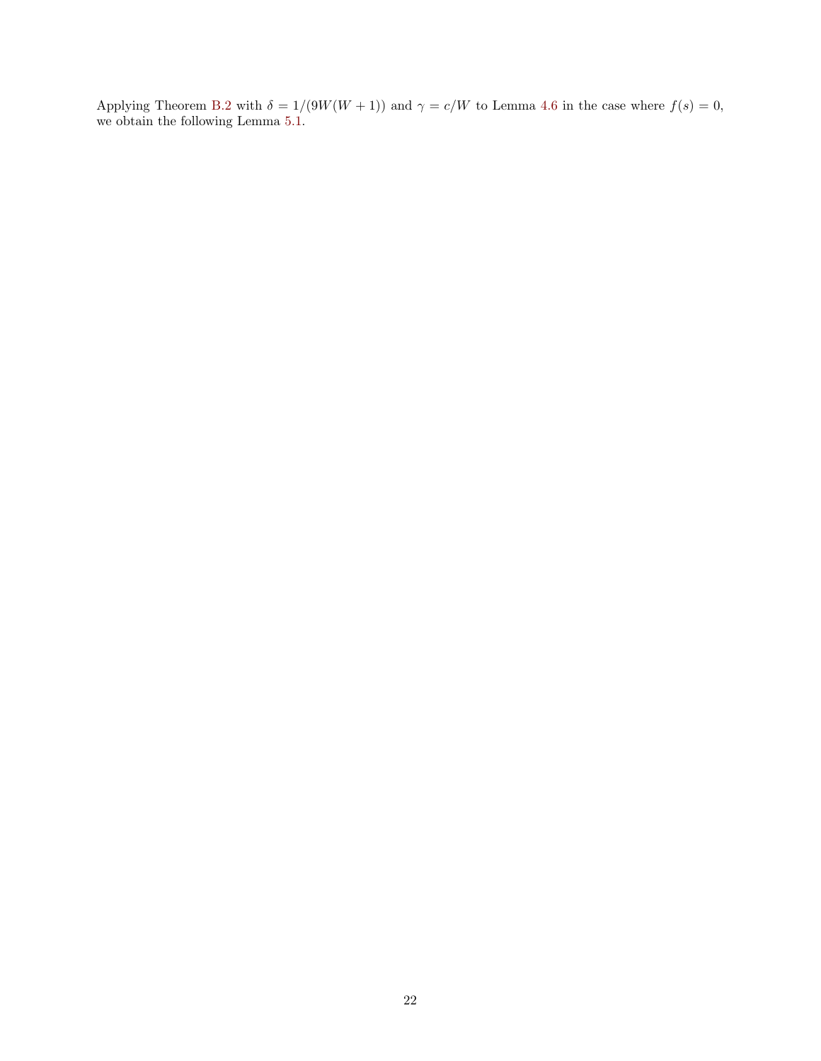Applying Theorem B.2 with $\delta = 1/(9W(W+1))$ and $\gamma = c/W$ to Lemma 4.6 in the case where $f(s) = 0$, we obtain the following Lemma 5.1.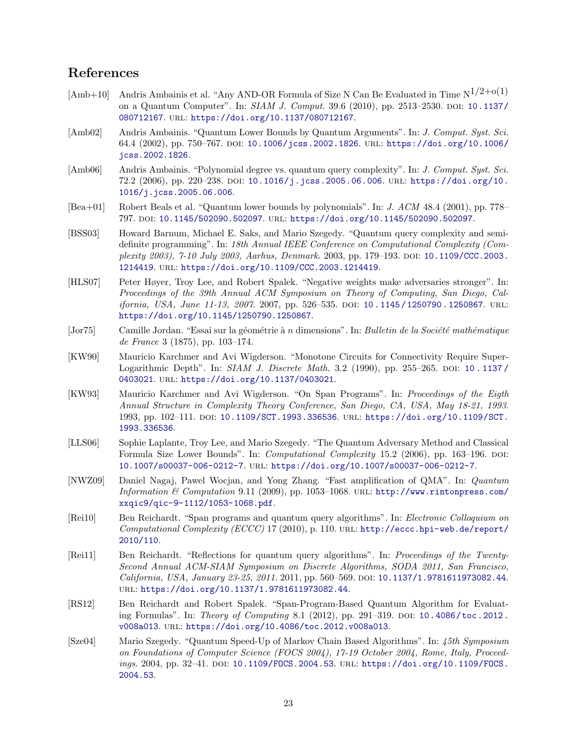## References

[Amb+10] Andris Ambainis et al. "Any AND-OR Formula of Size N Can Be Evaluated in Time $N^{1/2+o(1)}$ on a Quantum Computer". In: *SIAM J. Comput.* 39.6 (2010), pp. 2513–2530. DOI: 10.1137/080712167. URL: https://doi.org/10.1137/080712167.

[Amb02] Andris Ambainis. "Quantum Lower Bounds by Quantum Arguments". In: *J. Comput. Syst. Sci.* 64.4 (2002), pp. 750–767. DOI: 10.1006/jcss.2002.1826. URL: https://doi.org/10.1006/jcss.2002.1826.

[Amb06] Andris Ambainis. "Polynomial degree vs. quantum query complexity". In: *J. Comput. Syst. Sci.* 72.2 (2006), pp. 220–238. DOI: 10.1016/j.jcss.2005.06.006. URL: https://doi.org/10.1016/j.jcss.2005.06.006.

[Bea+01] Robert Beals et al. "Quantum lower bounds by polynomials". In: *J. ACM* 48.4 (2001), pp. 778–797. DOI: 10.1145/502090.502097. URL: https://doi.org/10.1145/502090.502097.

[BSS03] Howard Barnum, Michael E. Saks, and Mario Szegedy. "Quantum query complexity and semi-definite programming". In: *18th Annual IEEE Conference on Computational Complexity (Complexity 2003), 7-10 July 2003, Aarhus, Denmark*. 2003, pp. 179–193. DOI: 10.1109/CCC.2003.1214419. URL: https://doi.org/10.1109/CCC.2003.1214419.

[HLS07] Peter Høyer, Troy Lee, and Robert Spalek. "Negative weights make adversaries stronger". In: *Proceedings of the 39th Annual ACM Symposium on Theory of Computing, San Diego, California, USA, June 11-13, 2007*. 2007, pp. 526–535. DOI: 10.1145/1250790.1250867. URL: https://doi.org/10.1145/1250790.1250867.

[Jor75] Camille Jordan. "Essai sur la géométrie à $n$ dimensions". In: *Bulletin de la Société mathématique de France* 3 (1875), pp. 103–174.

[KW90] Mauricio Karchmer and Avi Wigderson. "Monotone Circuits for Connectivity Require Super-Logarithmic Depth". In: *SIAM J. Discrete Math.* 3.2 (1990), pp. 255–265. DOI: 10.1137/0403021. URL: https://doi.org/10.1137/0403021.

[KW93] Mauricio Karchmer and Avi Wigderson. "On Span Programs". In: *Proceedings of the Eigth Annual Structure in Complexity Theory Conference, San Diego, CA, USA, May 18-21, 1993*. 1993, pp. 102–111. DOI: 10.1109/SCT.1993.336536. URL: https://doi.org/10.1109/SCT.1993.336536.

[LLS06] Sophie Laplante, Troy Lee, and Mario Szegedy. "The Quantum Adversary Method and Classical Formula Size Lower Bounds". In: *Computational Complexity* 15.2 (2006), pp. 163–196. DOI: 10.1007/s00037-006-0212-7. URL: https://doi.org/10.1007/s00037-006-0212-7.

[NWZ09] Daniel Nagaj, Pawel Wocjan, and Yong Zhang. "Fast amplification of QMA". In: *Quantum Information & Computation* 9.11 (2009), pp. 1053–1068. URL: http://www.rintonpress.com/xxqic9/qic-9-1112/1053-1068.pdf.

[Rei10] Ben Reichardt. "Span programs and quantum query algorithms". In: *Electronic Colloquium on Computational Complexity (ECCC)* 17 (2010), p. 110. URL: http://eccc.hpi-web.de/report/2010/110.

[Rei11] Ben Reichardt. "Reflections for quantum query algorithms". In: *Proceedings of the Twenty-Second Annual ACM-SIAM Symposium on Discrete Algorithms, SODA 2011, San Francisco, California, USA, January 23-25, 2011*. 2011, pp. 560–569. DOI: 10.1137/1.9781611973082.44. URL: https://doi.org/10.1137/1.9781611973082.44.

[RS12] Ben Reichardt and Robert Spalek. "Span-Program-Based Quantum Algorithm for Evaluating Formulas". In: *Theory of Computing* 8.1 (2012), pp. 291–319. DOI: 10.4086/toc.2012.v008a013. URL: https://doi.org/10.4086/toc.2012.v008a013.

[Sze04] Mario Szegedy. "Quantum Speed-Up of Markov Chain Based Algorithms". In: *45th Symposium on Foundations of Computer Science (FOCS 2004), 17-19 October 2004, Rome, Italy, Proceedings*. 2004, pp. 32–41. DOI: 10.1109/FOCS.2004.53. URL: https://doi.org/10.1109/FOCS.2004.53.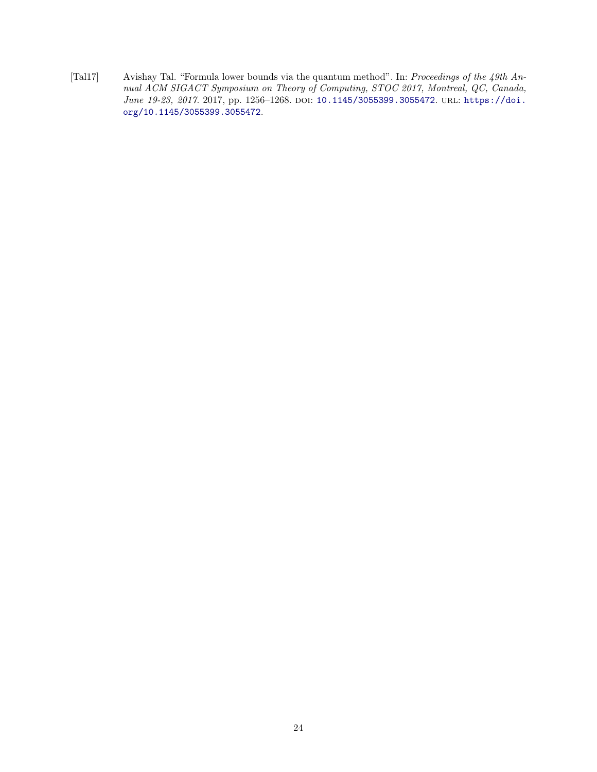[Tal17] Avishay Tal. "Formula lower bounds via the quantum method". In: *Proceedings of the 49th Annual ACM SIGACT Symposium on Theory of Computing, STOC 2017, Montreal, QC, Canada, June 19-23, 2017*. 2017, pp. 1256–1268. DOI: 10.1145/3055399.3055472. URL: https://doi.org/10.1145/3055399.3055472.